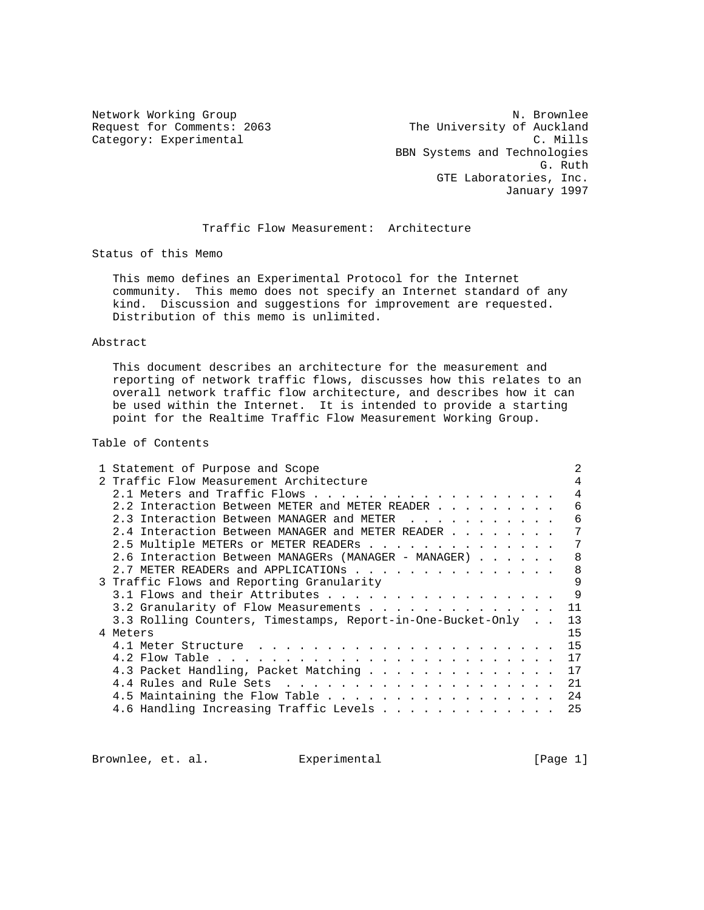Network Working Group N. Brownlee
Request for Comments: 2063 The University of Auckland
Category: Experimental C. Mills
BBN Systems and Technologies
G. Ruth
GTE Laboratories, Inc.
January 1997

# Traffic Flow Measurement: Architecture

## Status of this Memo

This memo defines an Experimental Protocol for the Internet community. This memo does not specify an Internet standard of any kind. Discussion and suggestions for improvement are requested. Distribution of this memo is unlimited.

## Abstract

This document describes an architecture for the measurement and reporting of network traffic flows, discusses how this relates to an overall network traffic flow architecture, and describes how it can be used within the Internet. It is intended to provide a starting point for the Realtime Traffic Flow Measurement Working Group.

## Table of Contents

```
 1 Statement of Purpose and Scope                                        2
 2 Traffic Flow Measurement Architecture                                 4
   2.1 Meters and Traffic Flows . . . . . . . . . . . . . . . . . . .   4
   2.2 Interaction Between METER and METER READER . . . . . . . . . .   6
   2.3 Interaction Between MANAGER and METER  . . . . . . . . . . . .   6
   2.4 Interaction Between MANAGER and METER READER . . . . . . . . .   7
   2.5 Multiple METERs or METER READERs . . . . . . . . . . . . . . .   7
   2.6 Interaction Between MANAGERs (MANAGER - MANAGER) . . . . . . .   8
   2.7 METER READERs and APPLICATIONs . . . . . . . . . . . . . . . .   8
 3 Traffic Flows and Reporting Granularity                               9
   3.1 Flows and their Attributes . . . . . . . . . . . . . . . . . .   9
   3.2 Granularity of Flow Measurements . . . . . . . . . . . . . . .  11
   3.3 Rolling Counters, Timestamps, Report-in-One-Bucket-Only  . . .  13
 4 Meters                                                               15
   4.1 Meter Structure  . . . . . . . . . . . . . . . . . . . . . . .  15
   4.2 Flow Table . . . . . . . . . . . . . . . . . . . . . . . . . .  17
   4.3 Packet Handling, Packet Matching . . . . . . . . . . . . . . .  17
   4.4 Rules and Rule Sets  . . . . . . . . . . . . . . . . . . . . .  21
   4.5 Maintaining the Flow Table . . . . . . . . . . . . . . . . . .  24
   4.6 Handling Increasing Traffic Levels . . . . . . . . . . . . . .  25
```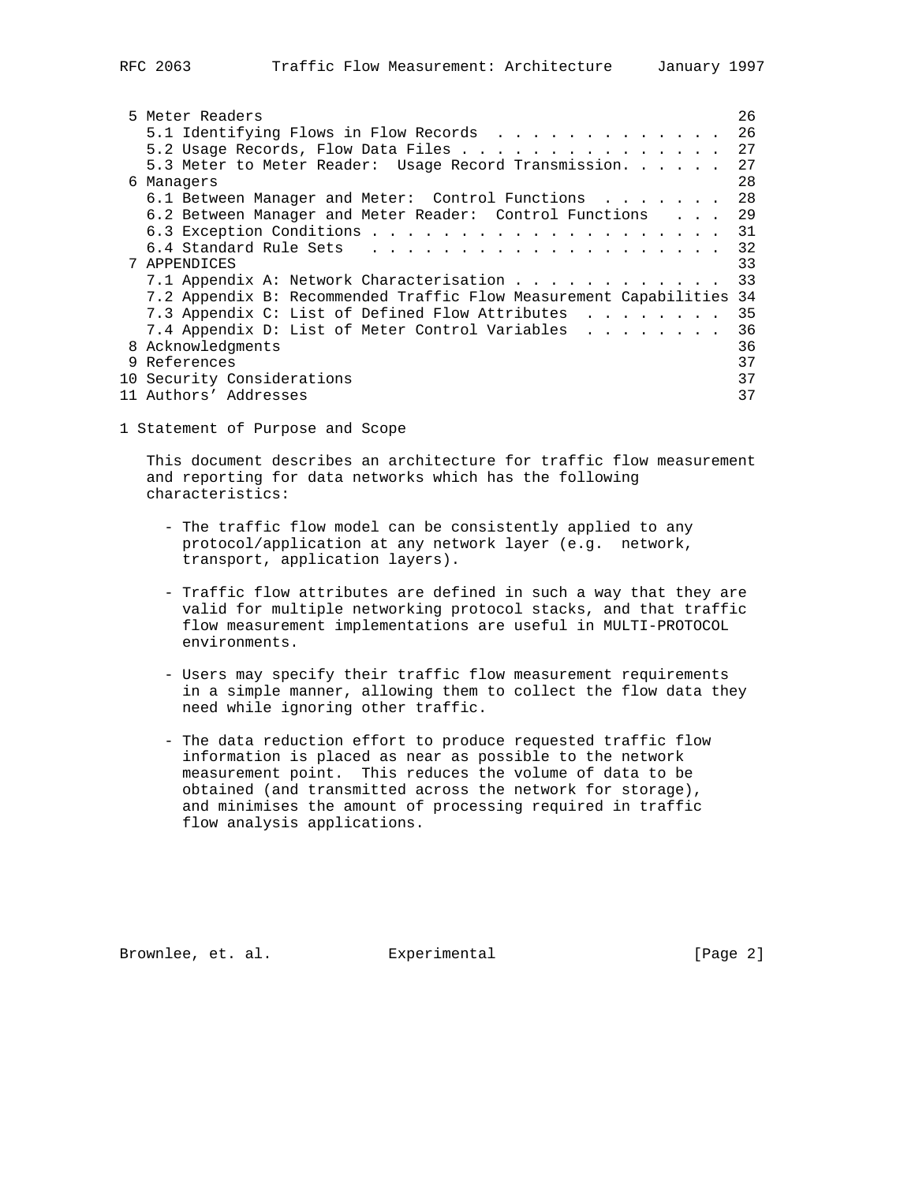| | |
|---|---|
| 5 Meter Readers | 26 |
| 5.1 Identifying Flows in Flow Records | 26 |
| 5.2 Usage Records, Flow Data Files | 27 |
| 5.3 Meter to Meter Reader: Usage Record Transmission | 27 |
| 6 Managers | 28 |
| 6.1 Between Manager and Meter: Control Functions | 28 |
| 6.2 Between Manager and Meter Reader: Control Functions | 29 |
| 6.3 Exception Conditions | 31 |
| 6.4 Standard Rule Sets | 32 |
| 7 APPENDICES | 33 |
| 7.1 Appendix A: Network Characterisation | 33 |
| 7.2 Appendix B: Recommended Traffic Flow Measurement Capabilities | 34 |
| 7.3 Appendix C: List of Defined Flow Attributes | 35 |
| 7.4 Appendix D: List of Meter Control Variables | 36 |
| 8 Acknowledgments | 36 |
| 9 References | 37 |
| 10 Security Considerations | 37 |
| 11 Authors' Addresses | 37 |

# 1 Statement of Purpose and Scope

This document describes an architecture for traffic flow measurement and reporting for data networks which has the following characteristics:

- The traffic flow model can be consistently applied to any protocol/application at any network layer (e.g. network, transport, application layers).

- Traffic flow attributes are defined in such a way that they are valid for multiple networking protocol stacks, and that traffic flow measurement implementations are useful in MULTI-PROTOCOL environments.

- Users may specify their traffic flow measurement requirements in a simple manner, allowing them to collect the flow data they need while ignoring other traffic.

- The data reduction effort to produce requested traffic flow information is placed as near as possible to the network measurement point. This reduces the volume of data to be obtained (and transmitted across the network for storage), and minimises the amount of processing required in traffic flow analysis applications.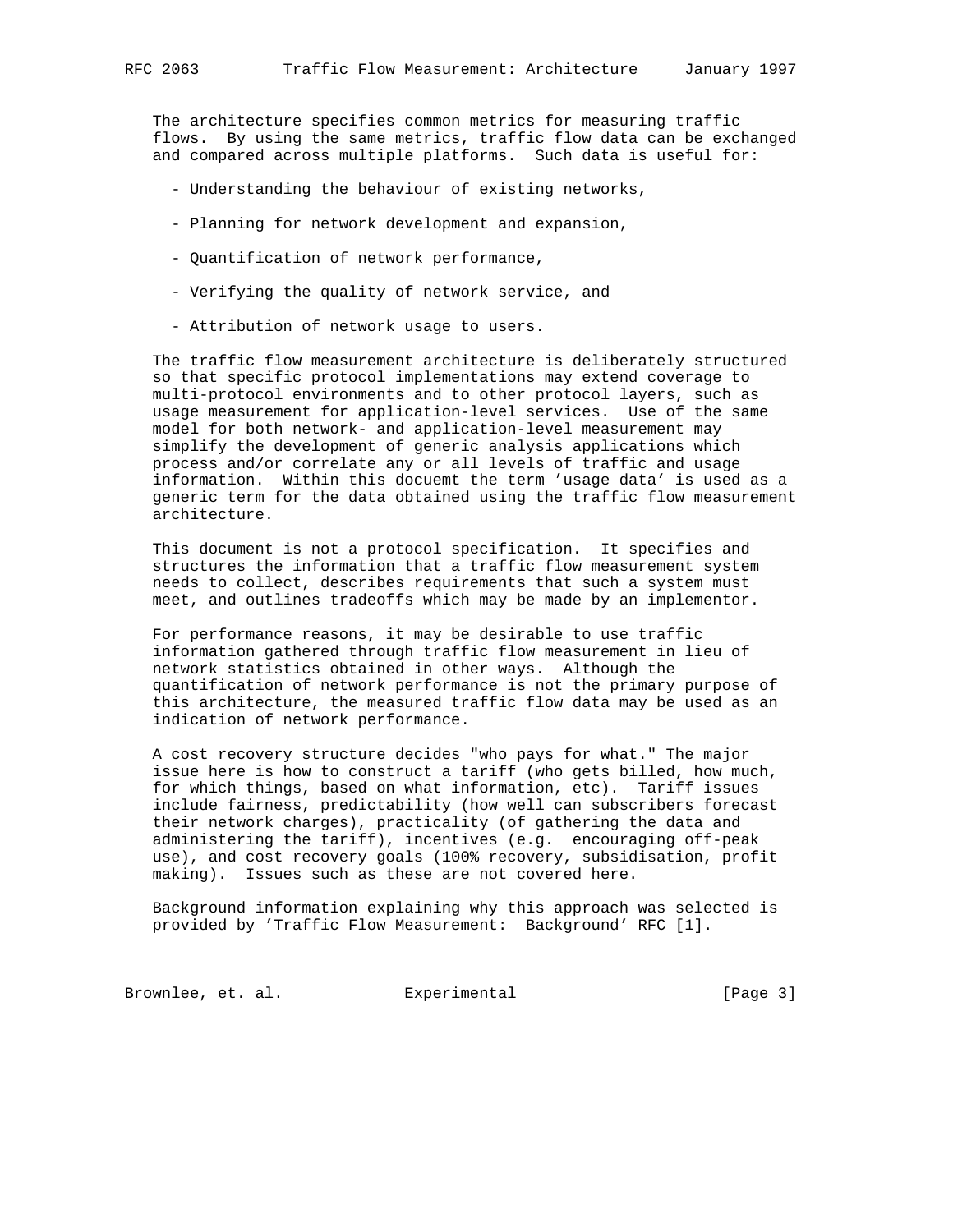The architecture specifies common metrics for measuring traffic flows. By using the same metrics, traffic flow data can be exchanged and compared across multiple platforms. Such data is useful for:

- Understanding the behaviour of existing networks,
- Planning for network development and expansion,
- Quantification of network performance,
- Verifying the quality of network service, and
- Attribution of network usage to users.

The traffic flow measurement architecture is deliberately structured so that specific protocol implementations may extend coverage to multi-protocol environments and to other protocol layers, such as usage measurement for application-level services. Use of the same model for both network- and application-level measurement may simplify the development of generic analysis applications which process and/or correlate any or all levels of traffic and usage information. Within this docuemt the term 'usage data' is used as a generic term for the data obtained using the traffic flow measurement architecture.

This document is not a protocol specification. It specifies and structures the information that a traffic flow measurement system needs to collect, describes requirements that such a system must meet, and outlines tradeoffs which may be made by an implementor.

For performance reasons, it may be desirable to use traffic information gathered through traffic flow measurement in lieu of network statistics obtained in other ways. Although the quantification of network performance is not the primary purpose of this architecture, the measured traffic flow data may be used as an indication of network performance.

A cost recovery structure decides "who pays for what." The major issue here is how to construct a tariff (who gets billed, how much, for which things, based on what information, etc). Tariff issues include fairness, predictability (how well can subscribers forecast their network charges), practicality (of gathering the data and administering the tariff), incentives (e.g. encouraging off-peak use), and cost recovery goals (100% recovery, subsidisation, profit making). Issues such as these are not covered here.

Background information explaining why this approach was selected is provided by 'Traffic Flow Measurement: Background' RFC [1].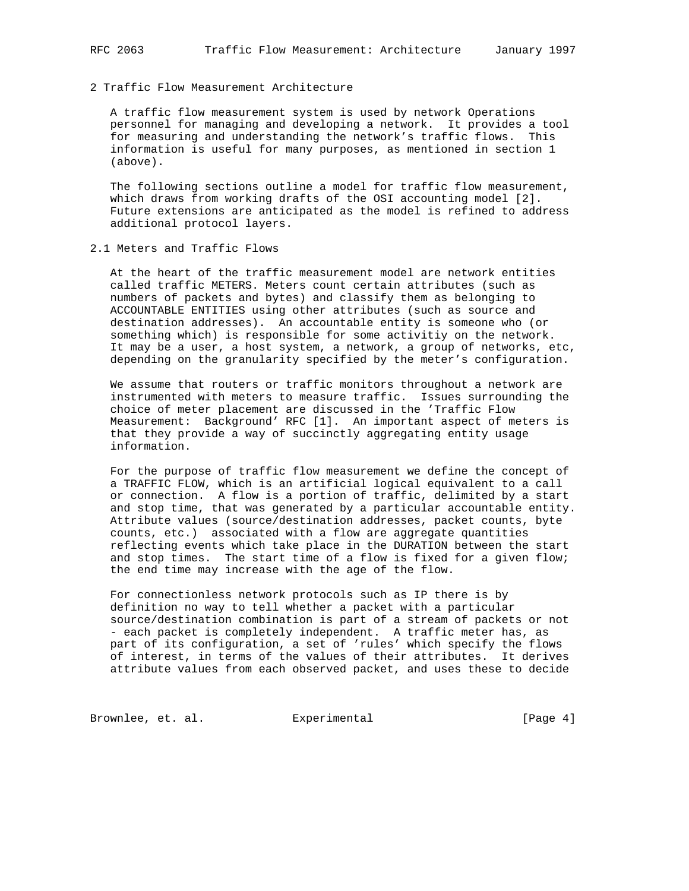## 2 Traffic Flow Measurement Architecture

A traffic flow measurement system is used by network Operations personnel for managing and developing a network. It provides a tool for measuring and understanding the network's traffic flows. This information is useful for many purposes, as mentioned in section 1 (above).

The following sections outline a model for traffic flow measurement, which draws from working drafts of the OSI accounting model [2]. Future extensions are anticipated as the model is refined to address additional protocol layers.

### 2.1 Meters and Traffic Flows

At the heart of the traffic measurement model are network entities called traffic METERS. Meters count certain attributes (such as numbers of packets and bytes) and classify them as belonging to ACCOUNTABLE ENTITIES using other attributes (such as source and destination addresses). An accountable entity is someone who (or something which) is responsible for some activitiy on the network. It may be a user, a host system, a network, a group of networks, etc, depending on the granularity specified by the meter's configuration.

We assume that routers or traffic monitors throughout a network are instrumented with meters to measure traffic. Issues surrounding the choice of meter placement are discussed in the 'Traffic Flow Measurement: Background' RFC [1]. An important aspect of meters is that they provide a way of succinctly aggregating entity usage information.

For the purpose of traffic flow measurement we define the concept of a TRAFFIC FLOW, which is an artificial logical equivalent to a call or connection. A flow is a portion of traffic, delimited by a start and stop time, that was generated by a particular accountable entity. Attribute values (source/destination addresses, packet counts, byte counts, etc.) associated with a flow are aggregate quantities reflecting events which take place in the DURATION between the start and stop times. The start time of a flow is fixed for a given flow; the end time may increase with the age of the flow.

For connectionless network protocols such as IP there is by definition no way to tell whether a packet with a particular source/destination combination is part of a stream of packets or not - each packet is completely independent. A traffic meter has, as part of its configuration, a set of 'rules' which specify the flows of interest, in terms of the values of their attributes. It derives attribute values from each observed packet, and uses these to decide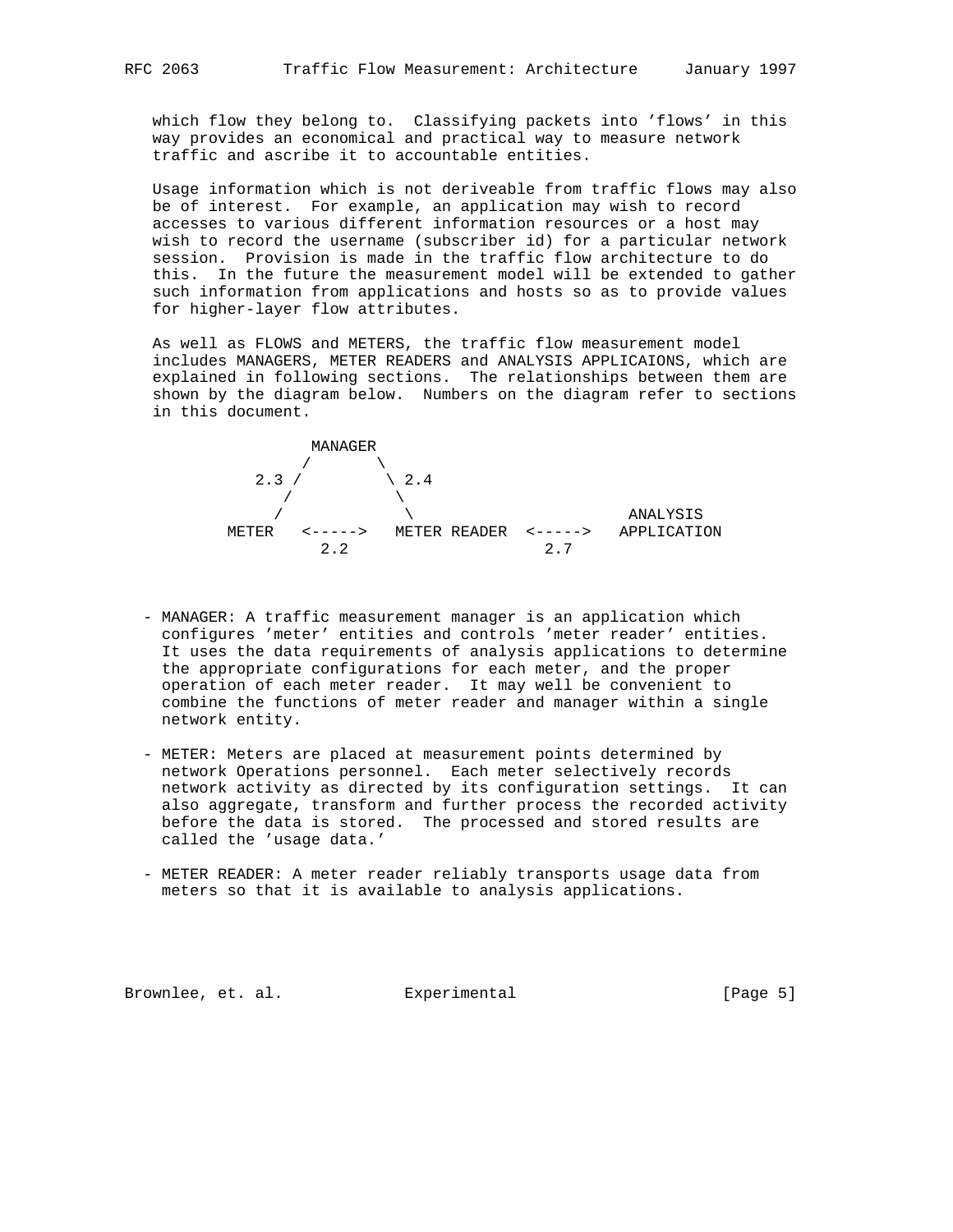which flow they belong to. Classifying packets into 'flows' in this way provides an economical and practical way to measure network traffic and ascribe it to accountable entities.

Usage information which is not deriveable from traffic flows may also be of interest. For example, an application may wish to record accesses to various different information resources or a host may wish to record the username (subscriber id) for a particular network session. Provision is made in the traffic flow architecture to do this. In the future the measurement model will be extended to gather such information from applications and hosts so as to provide values for higher-layer flow attributes.

As well as FLOWS and METERS, the traffic flow measurement model includes MANAGERS, METER READERS and ANALYSIS APPLICAIONS, which are explained in following sections. The relationships between them are shown by the diagram below. Numbers on the diagram refer to sections in this document.

```
                MANAGER
               /       \
          2.3 /         \ 2.4
             /           \
            /             \                     ANALYSIS
        METER   <----->   METER READER  <----->   APPLICATION
                  2.2                      2.7
```

- MANAGER: A traffic measurement manager is an application which configures 'meter' entities and controls 'meter reader' entities. It uses the data requirements of analysis applications to determine the appropriate configurations for each meter, and the proper operation of each meter reader. It may well be convenient to combine the functions of meter reader and manager within a single network entity.

- METER: Meters are placed at measurement points determined by network Operations personnel. Each meter selectively records network activity as directed by its configuration settings. It can also aggregate, transform and further process the recorded activity before the data is stored. The processed and stored results are called the 'usage data.'

- METER READER: A meter reader reliably transports usage data from meters so that it is available to analysis applications.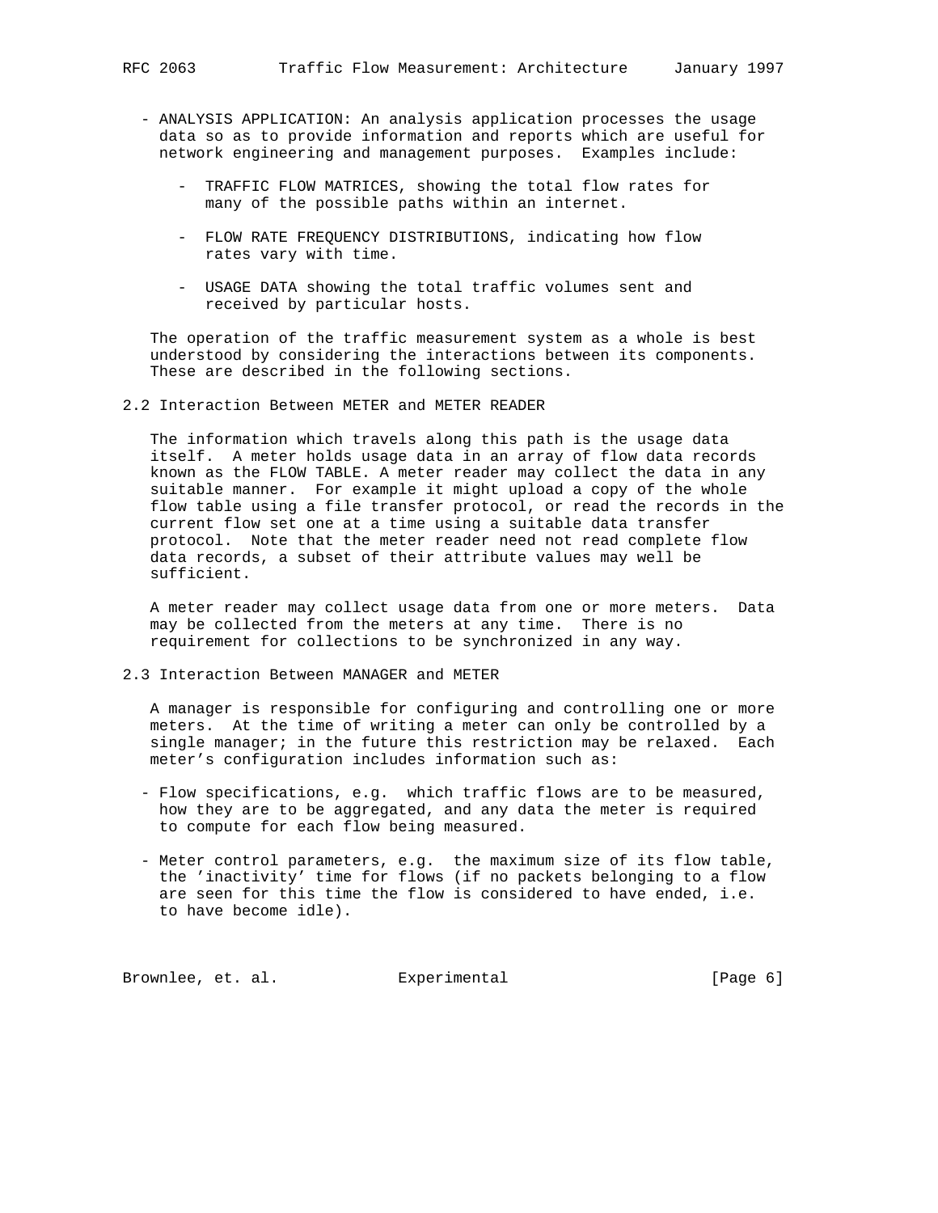- ANALYSIS APPLICATION: An analysis application processes the usage data so as to provide information and reports which are useful for network engineering and management purposes. Examples include:

  - TRAFFIC FLOW MATRICES, showing the total flow rates for many of the possible paths within an internet.

  - FLOW RATE FREQUENCY DISTRIBUTIONS, indicating how flow rates vary with time.

  - USAGE DATA showing the total traffic volumes sent and received by particular hosts.

The operation of the traffic measurement system as a whole is best understood by considering the interactions between its components. These are described in the following sections.

## 2.2 Interaction Between METER and METER READER

The information which travels along this path is the usage data itself. A meter holds usage data in an array of flow data records known as the FLOW TABLE. A meter reader may collect the data in any suitable manner. For example it might upload a copy of the whole flow table using a file transfer protocol, or read the records in the current flow set one at a time using a suitable data transfer protocol. Note that the meter reader need not read complete flow data records, a subset of their attribute values may well be sufficient.

A meter reader may collect usage data from one or more meters. Data may be collected from the meters at any time. There is no requirement for collections to be synchronized in any way.

## 2.3 Interaction Between MANAGER and METER

A manager is responsible for configuring and controlling one or more meters. At the time of writing a meter can only be controlled by a single manager; in the future this restriction may be relaxed. Each meter's configuration includes information such as:

- Flow specifications, e.g. which traffic flows are to be measured, how they are to be aggregated, and any data the meter is required to compute for each flow being measured.

- Meter control parameters, e.g. the maximum size of its flow table, the 'inactivity' time for flows (if no packets belonging to a flow are seen for this time the flow is considered to have ended, i.e. to have become idle).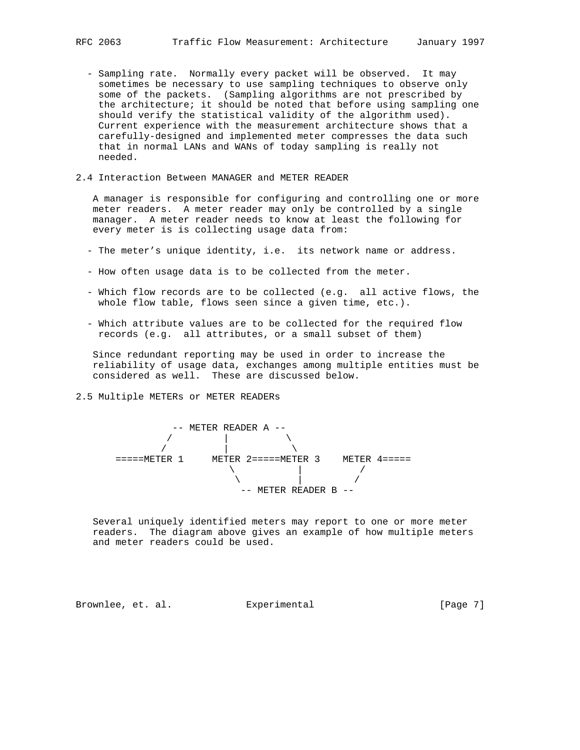- Sampling rate. Normally every packet will be observed. It may sometimes be necessary to use sampling techniques to observe only some of the packets. (Sampling algorithms are not prescribed by the architecture; it should be noted that before using sampling one should verify the statistical validity of the algorithm used). Current experience with the measurement architecture shows that a carefully-designed and implemented meter compresses the data such that in normal LANs and WANs of today sampling is really not needed.

## 2.4 Interaction Between MANAGER and METER READER

A manager is responsible for configuring and controlling one or more meter readers. A meter reader may only be controlled by a single manager. A meter reader needs to know at least the following for every meter is is collecting usage data from:

- The meter's unique identity, i.e. its network name or address.

- How often usage data is to be collected from the meter.

- Which flow records are to be collected (e.g. all active flows, the whole flow table, flows seen since a given time, etc.).

- Which attribute values are to be collected for the required flow records (e.g. all attributes, or a small subset of them)

Since redundant reporting may be used in order to increase the reliability of usage data, exchanges among multiple entities must be considered as well. These are discussed below.

## 2.5 Multiple METERs or METER READERs

```
              -- METER READER A --
             /         |          \
            /          |           \
   =====METER 1     METER 2=====METER 3    METER 4=====
                          \          |         /
                           \         |        /
                             -- METER READER B --
```

Several uniquely identified meters may report to one or more meter readers. The diagram above gives an example of how multiple meters and meter readers could be used.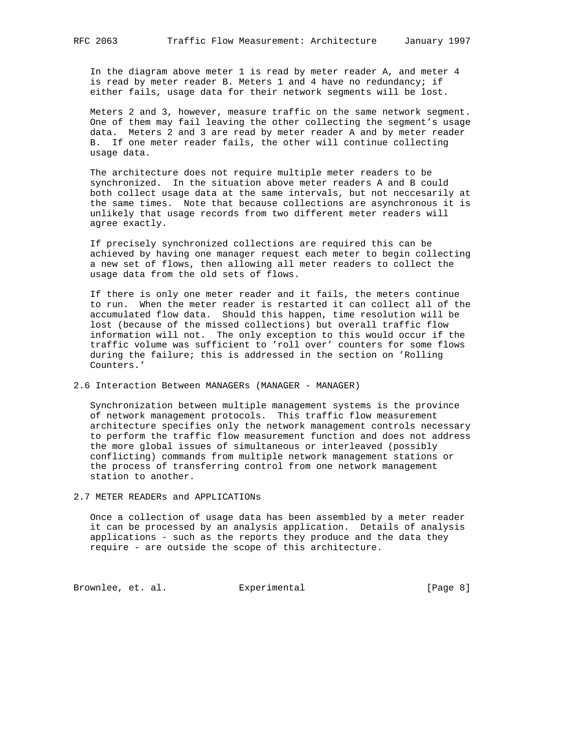In the diagram above meter 1 is read by meter reader A, and meter 4 is read by meter reader B. Meters 1 and 4 have no redundancy; if either fails, usage data for their network segments will be lost.

Meters 2 and 3, however, measure traffic on the same network segment. One of them may fail leaving the other collecting the segment's usage data. Meters 2 and 3 are read by meter reader A and by meter reader B. If one meter reader fails, the other will continue collecting usage data.

The architecture does not require multiple meter readers to be synchronized. In the situation above meter readers A and B could both collect usage data at the same intervals, but not neccesarily at the same times. Note that because collections are asynchronous it is unlikely that usage records from two different meter readers will agree exactly.

If precisely synchronized collections are required this can be achieved by having one manager request each meter to begin collecting a new set of flows, then allowing all meter readers to collect the usage data from the old sets of flows.

If there is only one meter reader and it fails, the meters continue to run. When the meter reader is restarted it can collect all of the accumulated flow data. Should this happen, time resolution will be lost (because of the missed collections) but overall traffic flow information will not. The only exception to this would occur if the traffic volume was sufficient to 'roll over' counters for some flows during the failure; this is addressed in the section on 'Rolling Counters.'

## 2.6 Interaction Between MANAGERs (MANAGER - MANAGER)

Synchronization between multiple management systems is the province of network management protocols. This traffic flow measurement architecture specifies only the network management controls necessary to perform the traffic flow measurement function and does not address the more global issues of simultaneous or interleaved (possibly conflicting) commands from multiple network management stations or the process of transferring control from one network management station to another.

## 2.7 METER READERs and APPLICATIONs

Once a collection of usage data has been assembled by a meter reader it can be processed by an analysis application. Details of analysis applications - such as the reports they produce and the data they require - are outside the scope of this architecture.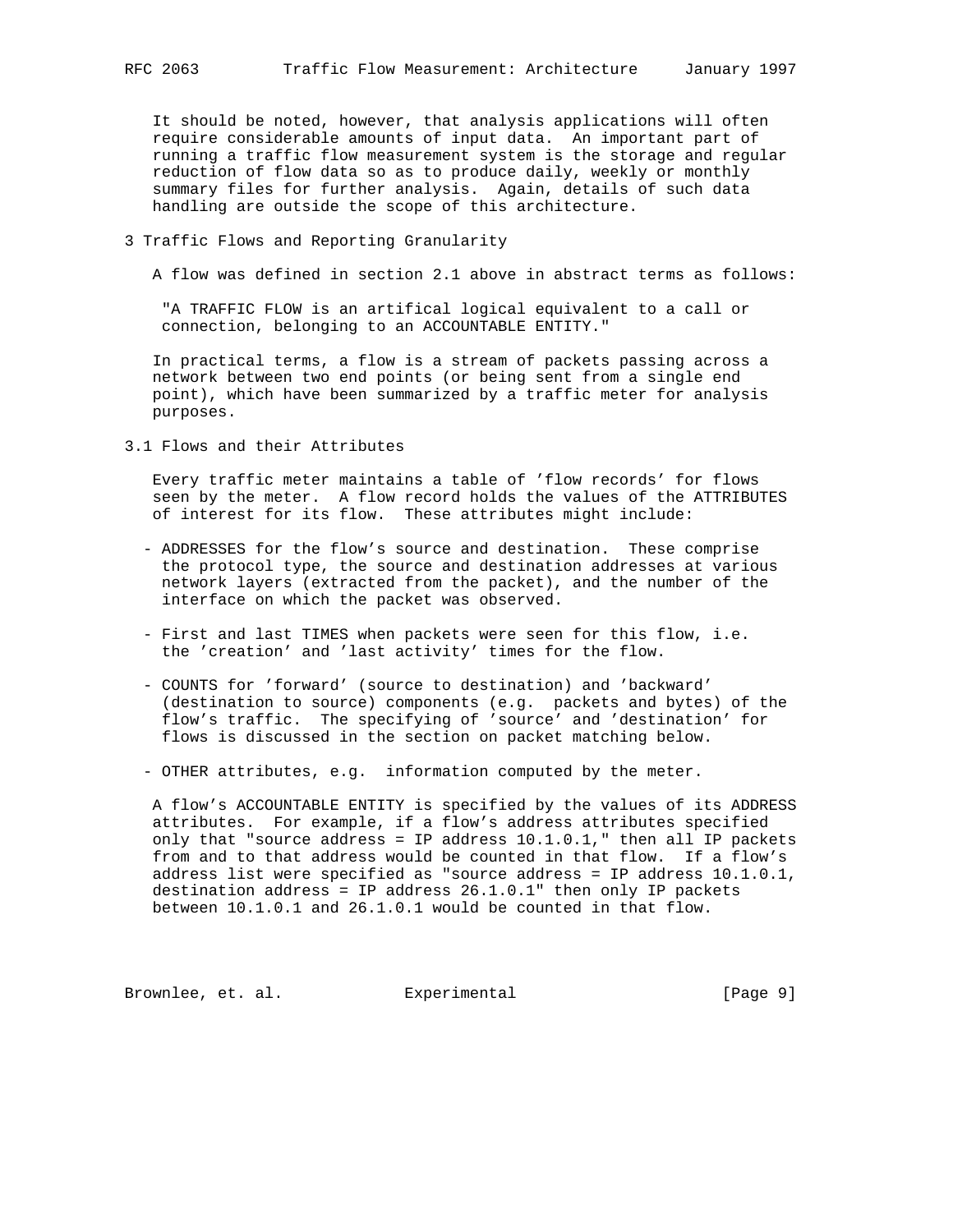It should be noted, however, that analysis applications will often require considerable amounts of input data. An important part of running a traffic flow measurement system is the storage and regular reduction of flow data so as to produce daily, weekly or monthly summary files for further analysis. Again, details of such data handling are outside the scope of this architecture.

## 3 Traffic Flows and Reporting Granularity

A flow was defined in section 2.1 above in abstract terms as follows:

> "A TRAFFIC FLOW is an artifical logical equivalent to a call or connection, belonging to an ACCOUNTABLE ENTITY."

In practical terms, a flow is a stream of packets passing across a network between two end points (or being sent from a single end point), which have been summarized by a traffic meter for analysis purposes.

### 3.1 Flows and their Attributes

Every traffic meter maintains a table of 'flow records' for flows seen by the meter. A flow record holds the values of the ATTRIBUTES of interest for its flow. These attributes might include:

- ADDRESSES for the flow's source and destination. These comprise the protocol type, the source and destination addresses at various network layers (extracted from the packet), and the number of the interface on which the packet was observed.

- First and last TIMES when packets were seen for this flow, i.e. the 'creation' and 'last activity' times for the flow.

- COUNTS for 'forward' (source to destination) and 'backward' (destination to source) components (e.g. packets and bytes) of the flow's traffic. The specifying of 'source' and 'destination' for flows is discussed in the section on packet matching below.

- OTHER attributes, e.g. information computed by the meter.

A flow's ACCOUNTABLE ENTITY is specified by the values of its ADDRESS attributes. For example, if a flow's address attributes specified only that "source address = IP address 10.1.0.1," then all IP packets from and to that address would be counted in that flow. If a flow's address list were specified as "source address = IP address 10.1.0.1, destination address = IP address 26.1.0.1" then only IP packets between 10.1.0.1 and 26.1.0.1 would be counted in that flow.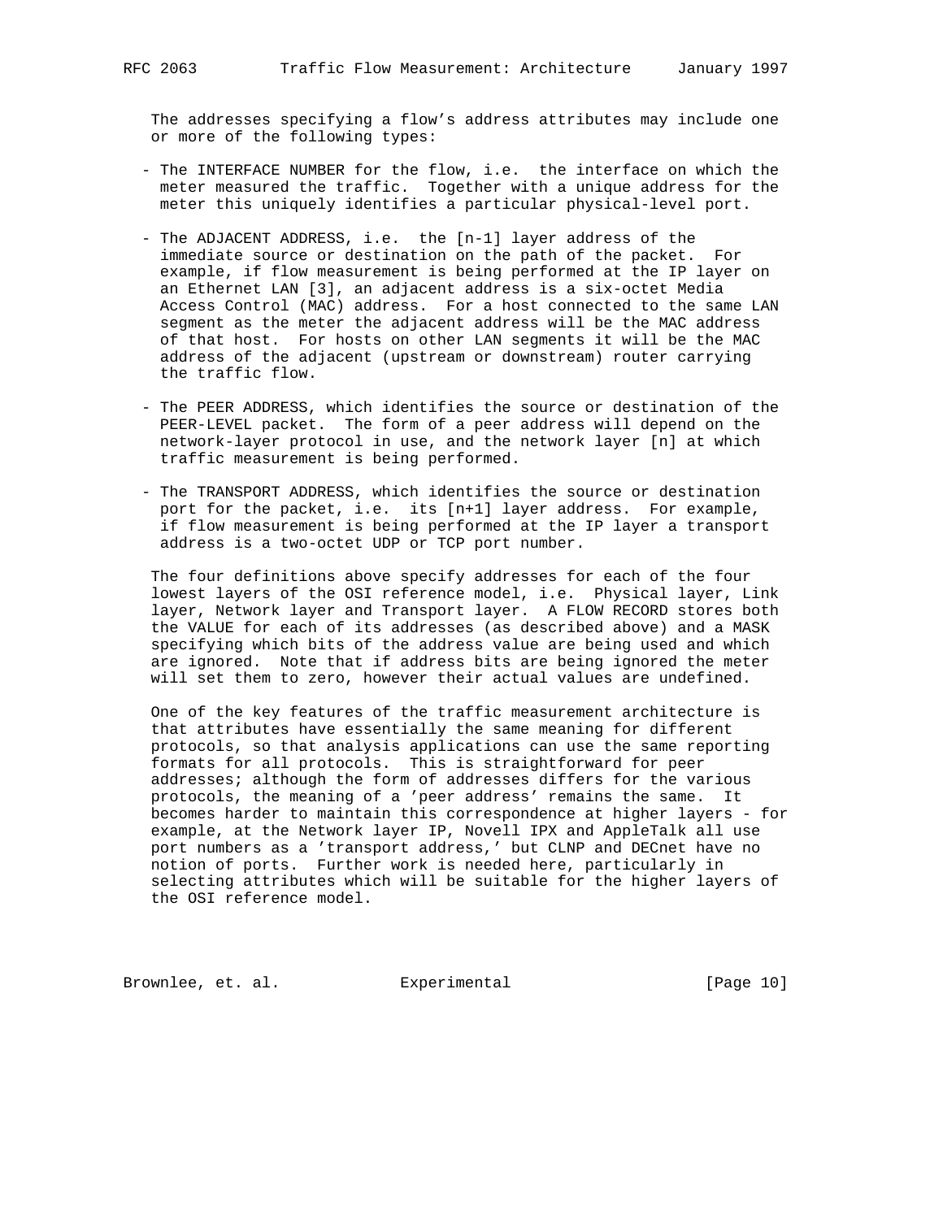The addresses specifying a flow's address attributes may include one or more of the following types:

- The INTERFACE NUMBER for the flow, i.e. the interface on which the meter measured the traffic. Together with a unique address for the meter this uniquely identifies a particular physical-level port.

- The ADJACENT ADDRESS, i.e. the [n-1] layer address of the immediate source or destination on the path of the packet. For example, if flow measurement is being performed at the IP layer on an Ethernet LAN [3], an adjacent address is a six-octet Media Access Control (MAC) address. For a host connected to the same LAN segment as the meter the adjacent address will be the MAC address of that host. For hosts on other LAN segments it will be the MAC address of the adjacent (upstream or downstream) router carrying the traffic flow.

- The PEER ADDRESS, which identifies the source or destination of the PEER-LEVEL packet. The form of a peer address will depend on the network-layer protocol in use, and the network layer [n] at which traffic measurement is being performed.

- The TRANSPORT ADDRESS, which identifies the source or destination port for the packet, i.e. its [n+1] layer address. For example, if flow measurement is being performed at the IP layer a transport address is a two-octet UDP or TCP port number.

The four definitions above specify addresses for each of the four lowest layers of the OSI reference model, i.e. Physical layer, Link layer, Network layer and Transport layer. A FLOW RECORD stores both the VALUE for each of its addresses (as described above) and a MASK specifying which bits of the address value are being used and which are ignored. Note that if address bits are being ignored the meter will set them to zero, however their actual values are undefined.

One of the key features of the traffic measurement architecture is that attributes have essentially the same meaning for different protocols, so that analysis applications can use the same reporting formats for all protocols. This is straightforward for peer addresses; although the form of addresses differs for the various protocols, the meaning of a 'peer address' remains the same. It becomes harder to maintain this correspondence at higher layers - for example, at the Network layer IP, Novell IPX and AppleTalk all use port numbers as a 'transport address,' but CLNP and DECnet have no notion of ports. Further work is needed here, particularly in selecting attributes which will be suitable for the higher layers of the OSI reference model.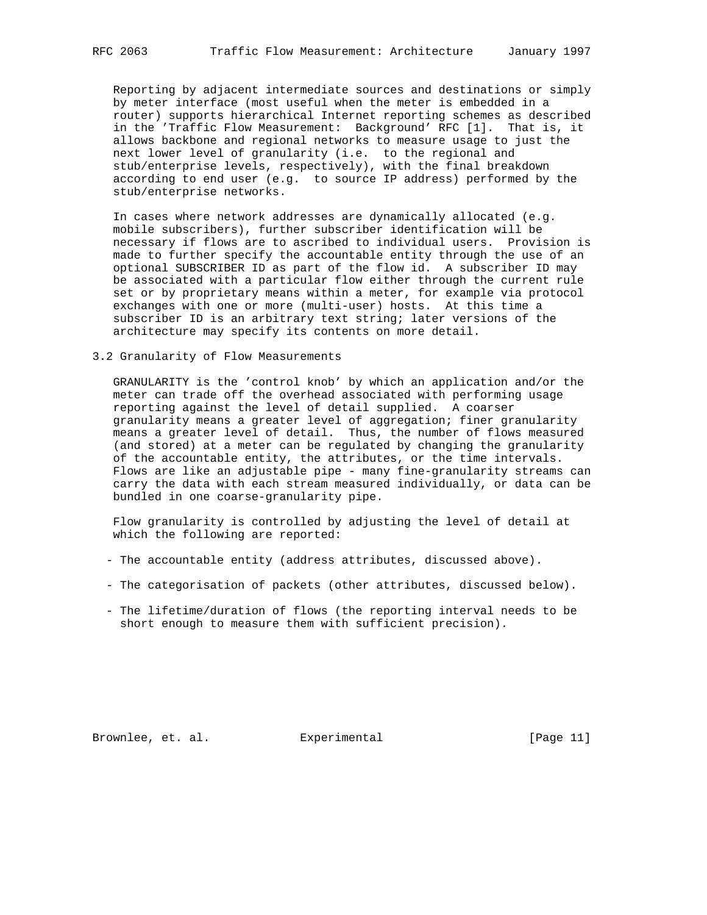Reporting by adjacent intermediate sources and destinations or simply by meter interface (most useful when the meter is embedded in a router) supports hierarchical Internet reporting schemes as described in the 'Traffic Flow Measurement: Background' RFC [1]. That is, it allows backbone and regional networks to measure usage to just the next lower level of granularity (i.e. to the regional and stub/enterprise levels, respectively), with the final breakdown according to end user (e.g. to source IP address) performed by the stub/enterprise networks.

In cases where network addresses are dynamically allocated (e.g. mobile subscribers), further subscriber identification will be necessary if flows are to ascribed to individual users. Provision is made to further specify the accountable entity through the use of an optional SUBSCRIBER ID as part of the flow id. A subscriber ID may be associated with a particular flow either through the current rule set or by proprietary means within a meter, for example via protocol exchanges with one or more (multi-user) hosts. At this time a subscriber ID is an arbitrary text string; later versions of the architecture may specify its contents on more detail.

### 3.2 Granularity of Flow Measurements

GRANULARITY is the 'control knob' by which an application and/or the meter can trade off the overhead associated with performing usage reporting against the level of detail supplied. A coarser granularity means a greater level of aggregation; finer granularity means a greater level of detail. Thus, the number of flows measured (and stored) at a meter can be regulated by changing the granularity of the accountable entity, the attributes, or the time intervals. Flows are like an adjustable pipe - many fine-granularity streams can carry the data with each stream measured individually, or data can be bundled in one coarse-granularity pipe.

Flow granularity is controlled by adjusting the level of detail at which the following are reported:

- The accountable entity (address attributes, discussed above).
- The categorisation of packets (other attributes, discussed below).
- The lifetime/duration of flows (the reporting interval needs to be short enough to measure them with sufficient precision).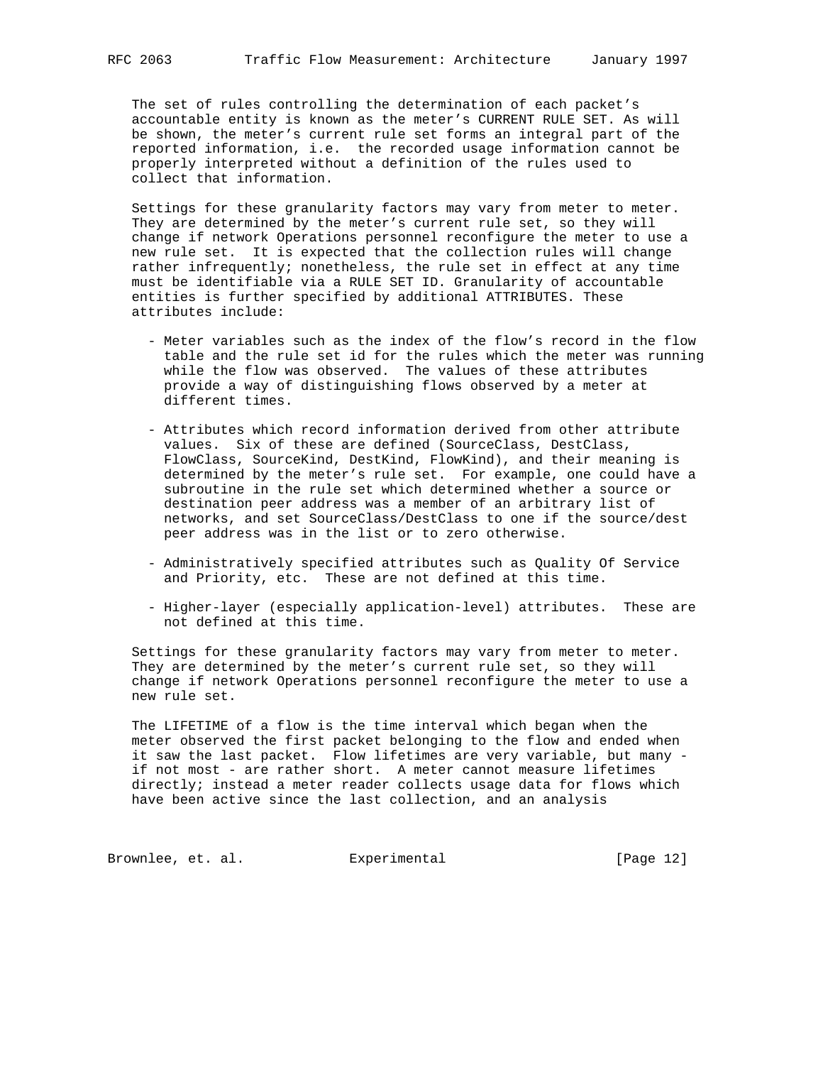The set of rules controlling the determination of each packet's accountable entity is known as the meter's CURRENT RULE SET. As will be shown, the meter's current rule set forms an integral part of the reported information, i.e. the recorded usage information cannot be properly interpreted without a definition of the rules used to collect that information.

Settings for these granularity factors may vary from meter to meter. They are determined by the meter's current rule set, so they will change if network Operations personnel reconfigure the meter to use a new rule set. It is expected that the collection rules will change rather infrequently; nonetheless, the rule set in effect at any time must be identifiable via a RULE SET ID. Granularity of accountable entities is further specified by additional ATTRIBUTES. These attributes include:

- Meter variables such as the index of the flow's record in the flow table and the rule set id for the rules which the meter was running while the flow was observed. The values of these attributes provide a way of distinguishing flows observed by a meter at different times.

- Attributes which record information derived from other attribute values. Six of these are defined (SourceClass, DestClass, FlowClass, SourceKind, DestKind, FlowKind), and their meaning is determined by the meter's rule set. For example, one could have a subroutine in the rule set which determined whether a source or destination peer address was a member of an arbitrary list of networks, and set SourceClass/DestClass to one if the source/dest peer address was in the list or to zero otherwise.

- Administratively specified attributes such as Quality Of Service and Priority, etc. These are not defined at this time.

- Higher-layer (especially application-level) attributes. These are not defined at this time.

Settings for these granularity factors may vary from meter to meter. They are determined by the meter's current rule set, so they will change if network Operations personnel reconfigure the meter to use a new rule set.

The LIFETIME of a flow is the time interval which began when the meter observed the first packet belonging to the flow and ended when it saw the last packet. Flow lifetimes are very variable, but many - if not most - are rather short. A meter cannot measure lifetimes directly; instead a meter reader collects usage data for flows which have been active since the last collection, and an analysis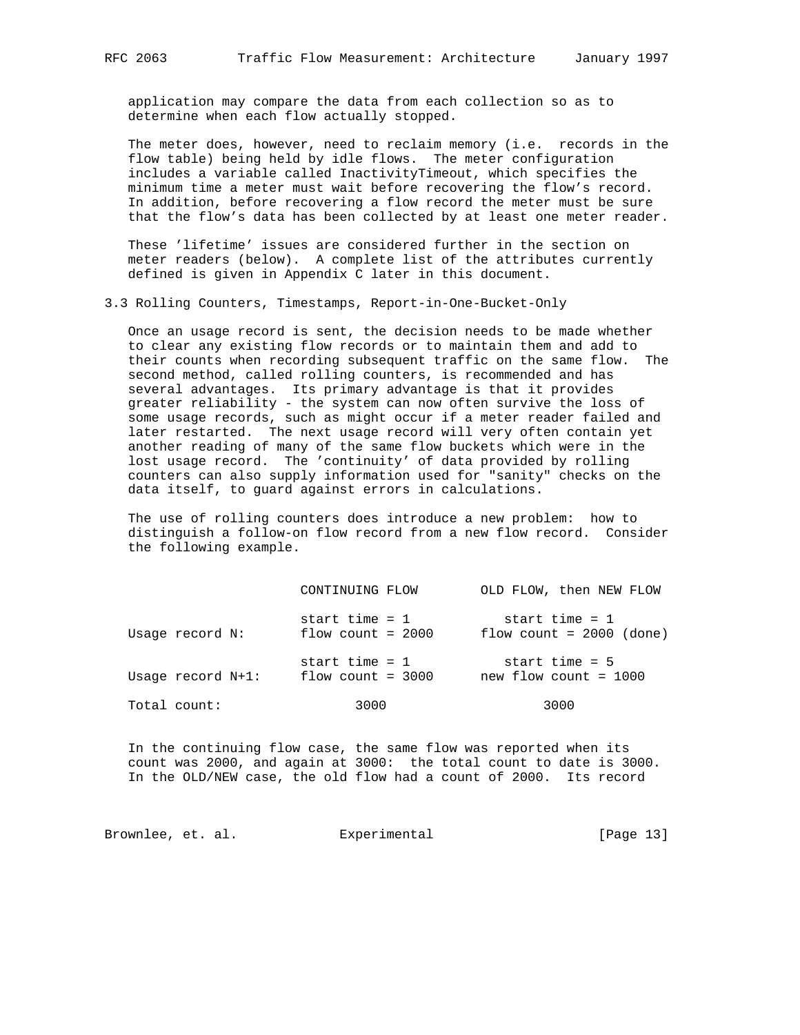application may compare the data from each collection so as to determine when each flow actually stopped.

The meter does, however, need to reclaim memory (i.e. records in the flow table) being held by idle flows. The meter configuration includes a variable called InactivityTimeout, which specifies the minimum time a meter must wait before recovering the flow's record. In addition, before recovering a flow record the meter must be sure that the flow's data has been collected by at least one meter reader.

These 'lifetime' issues are considered further in the section on meter readers (below). A complete list of the attributes currently defined is given in Appendix C later in this document.

## 3.3 Rolling Counters, Timestamps, Report-in-One-Bucket-Only

Once an usage record is sent, the decision needs to be made whether to clear any existing flow records or to maintain them and add to their counts when recording subsequent traffic on the same flow. The second method, called rolling counters, is recommended and has several advantages. Its primary advantage is that it provides greater reliability - the system can now often survive the loss of some usage records, such as might occur if a meter reader failed and later restarted. The next usage record will very often contain yet another reading of many of the same flow buckets which were in the lost usage record. The 'continuity' of data provided by rolling counters can also supply information used for "sanity" checks on the data itself, to guard against errors in calculations.

The use of rolling counters does introduce a new problem: how to distinguish a follow-on flow record from a new flow record. Consider the following example.

| | CONTINUING FLOW | OLD FLOW, then NEW FLOW |
|---|---|---|
| Usage record N: | start time = 1<br>flow count = 2000 | start time = 1<br>flow count = 2000 (done) |
| Usage record N+1: | start time = 1<br>flow count = 3000 | start time = 5<br>new flow count = 1000 |
| Total count: | 3000 | 3000 |

In the continuing flow case, the same flow was reported when its count was 2000, and again at 3000: the total count to date is 3000. In the OLD/NEW case, the old flow had a count of 2000. Its record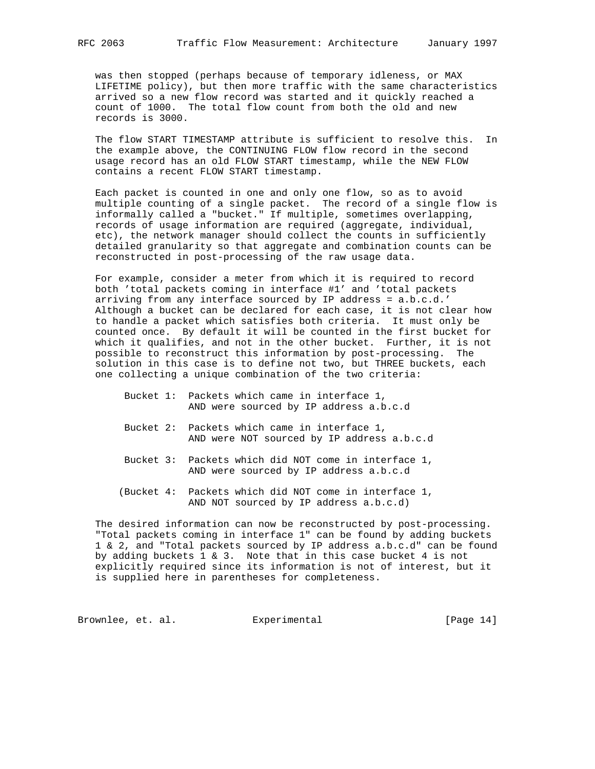was then stopped (perhaps because of temporary idleness, or MAX LIFETIME policy), but then more traffic with the same characteristics arrived so a new flow record was started and it quickly reached a count of 1000. The total flow count from both the old and new records is 3000.

The flow START TIMESTAMP attribute is sufficient to resolve this. In the example above, the CONTINUING FLOW flow record in the second usage record has an old FLOW START timestamp, while the NEW FLOW contains a recent FLOW START timestamp.

Each packet is counted in one and only one flow, so as to avoid multiple counting of a single packet. The record of a single flow is informally called a "bucket." If multiple, sometimes overlapping, records of usage information are required (aggregate, individual, etc), the network manager should collect the counts in sufficiently detailed granularity so that aggregate and combination counts can be reconstructed in post-processing of the raw usage data.

For example, consider a meter from which it is required to record both 'total packets coming in interface #1' and 'total packets arriving from any interface sourced by IP address = a.b.c.d.' Although a bucket can be declared for each case, it is not clear how to handle a packet which satisfies both criteria. It must only be counted once. By default it will be counted in the first bucket for which it qualifies, and not in the other bucket. Further, it is not possible to reconstruct this information by post-processing. The solution in this case is to define not two, but THREE buckets, each one collecting a unique combination of the two criteria:

```
 Bucket 1:  Packets which came in interface 1,
            AND were sourced by IP address a.b.c.d

 Bucket 2:  Packets which came in interface 1,
            AND were NOT sourced by IP address a.b.c.d

 Bucket 3:  Packets which did NOT come in interface 1,
            AND were sourced by IP address a.b.c.d

(Bucket 4:  Packets which did NOT come in interface 1,
            AND NOT sourced by IP address a.b.c.d)
```

The desired information can now be reconstructed by post-processing. "Total packets coming in interface 1" can be found by adding buckets 1 & 2, and "Total packets sourced by IP address a.b.c.d" can be found by adding buckets 1 & 3. Note that in this case bucket 4 is not explicitly required since its information is not of interest, but it is supplied here in parentheses for completeness.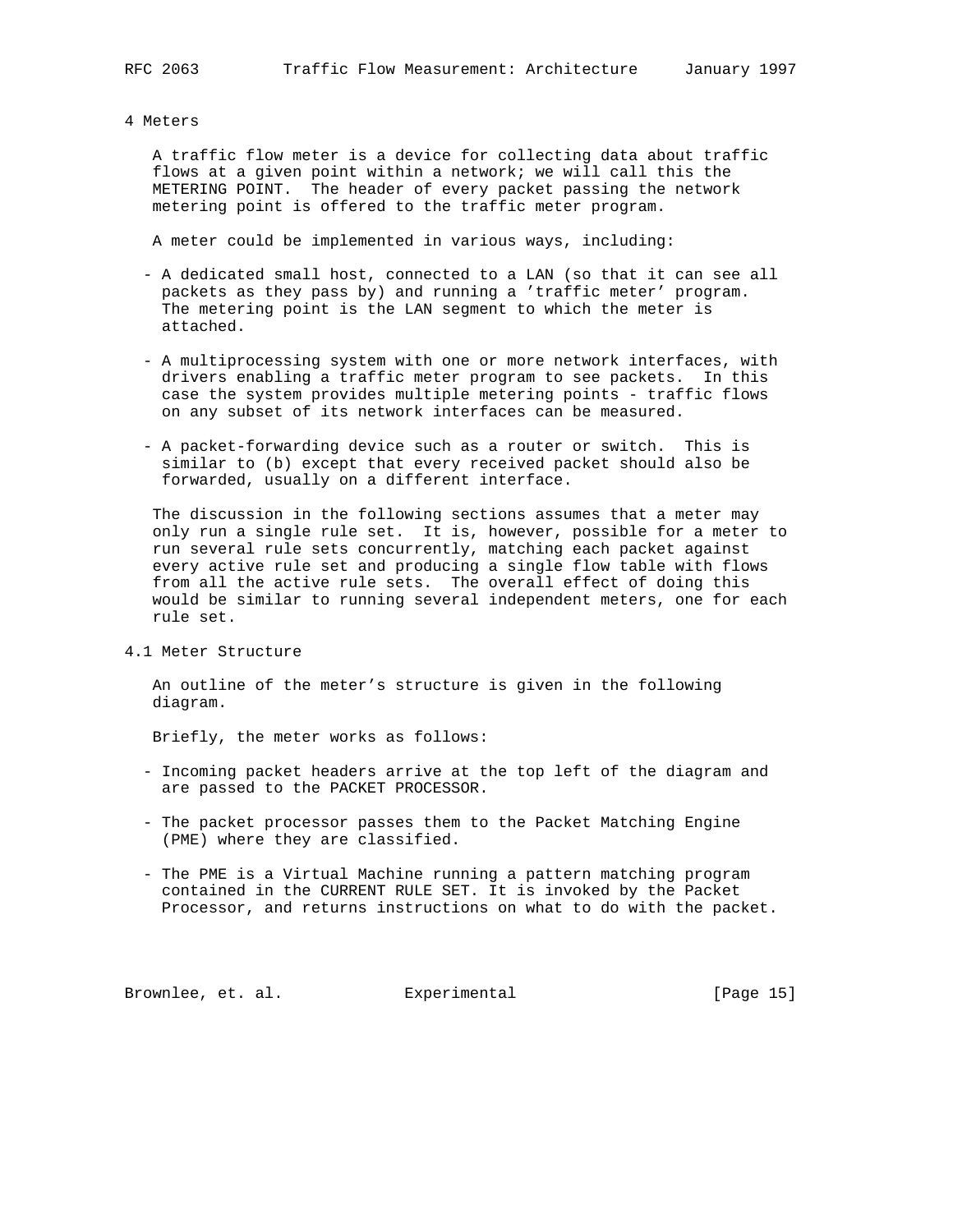# 4 Meters

A traffic flow meter is a device for collecting data about traffic flows at a given point within a network; we will call this the METERING POINT. The header of every packet passing the network metering point is offered to the traffic meter program.

A meter could be implemented in various ways, including:

- A dedicated small host, connected to a LAN (so that it can see all packets as they pass by) and running a 'traffic meter' program. The metering point is the LAN segment to which the meter is attached.

- A multiprocessing system with one or more network interfaces, with drivers enabling a traffic meter program to see packets. In this case the system provides multiple metering points - traffic flows on any subset of its network interfaces can be measured.

- A packet-forwarding device such as a router or switch. This is similar to (b) except that every received packet should also be forwarded, usually on a different interface.

The discussion in the following sections assumes that a meter may only run a single rule set. It is, however, possible for a meter to run several rule sets concurrently, matching each packet against every active rule set and producing a single flow table with flows from all the active rule sets. The overall effect of doing this would be similar to running several independent meters, one for each rule set.

## 4.1 Meter Structure

An outline of the meter's structure is given in the following diagram.

Briefly, the meter works as follows:

- Incoming packet headers arrive at the top left of the diagram and are passed to the PACKET PROCESSOR.

- The packet processor passes them to the Packet Matching Engine (PME) where they are classified.

- The PME is a Virtual Machine running a pattern matching program contained in the CURRENT RULE SET. It is invoked by the Packet Processor, and returns instructions on what to do with the packet.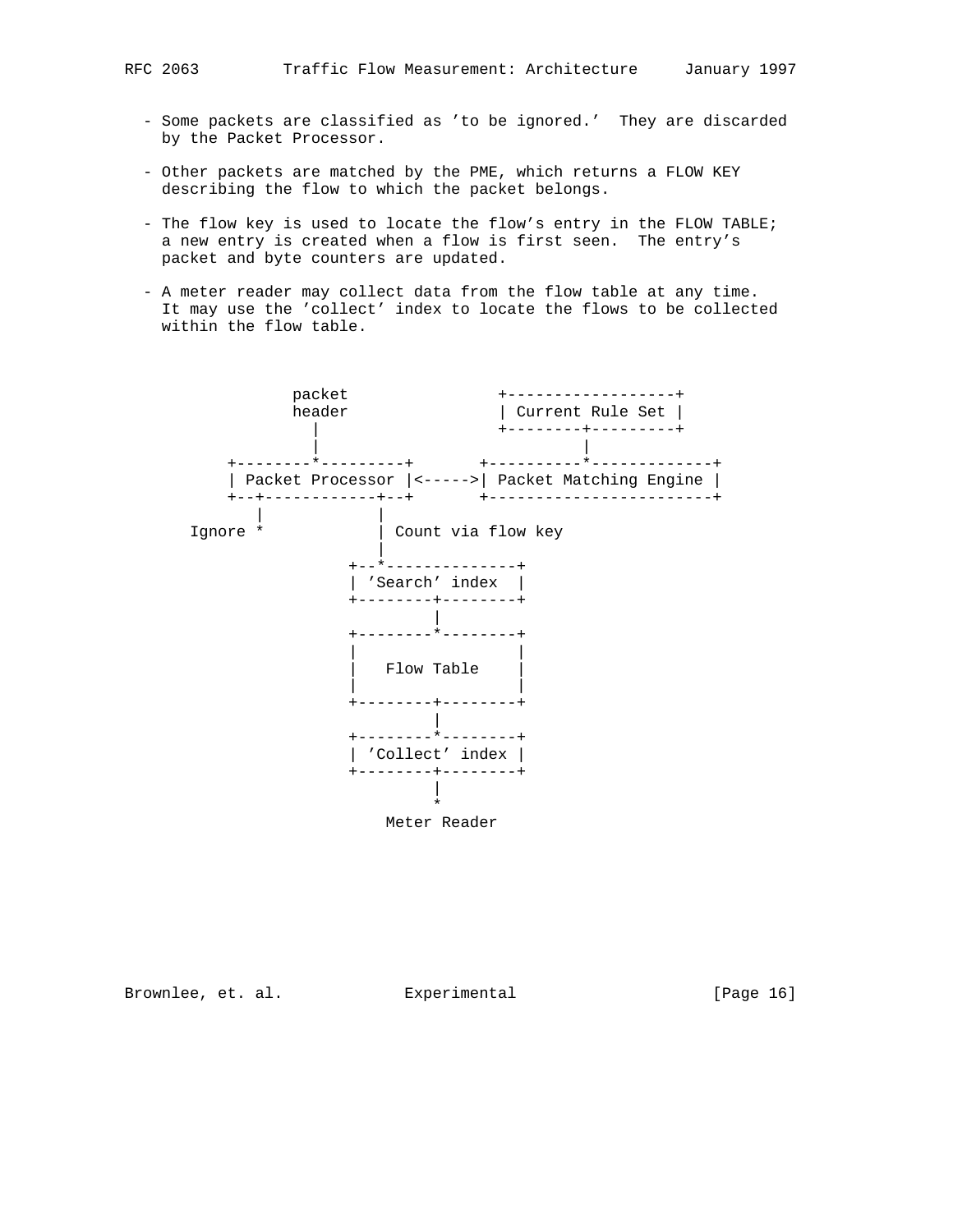- Some packets are classified as 'to be ignored.' They are discarded by the Packet Processor.

- Other packets are matched by the PME, which returns a FLOW KEY describing the flow to which the packet belongs.

- The flow key is used to locate the flow's entry in the FLOW TABLE; a new entry is created when a flow is first seen. The entry's packet and byte counters are updated.

- A meter reader may collect data from the flow table at any time. It may use the 'collect' index to locate the flows to be collected within the flow table.

```
                packet                +------------------+
                header                | Current Rule Set |
                   |                  +--------+---------+
                   |                           |
          +--------*---------+      +----------*-------------+
          | Packet Processor |<----->| Packet Matching Engine |
          +--+------------+--+      +------------------------+
             |            |
      Ignore *            | Count via flow key
                          |
                       +--*--------------+
                       | 'Search' index  |
                       +--------+--------+
                                |
                       +--------*--------+
                       |                 |
                       |   Flow Table    |
                       |                 |
                       +--------+--------+
                                |
                       +--------*--------+
                       | 'Collect' index |
                       +--------+--------+
                                |
                                *
                           Meter Reader
```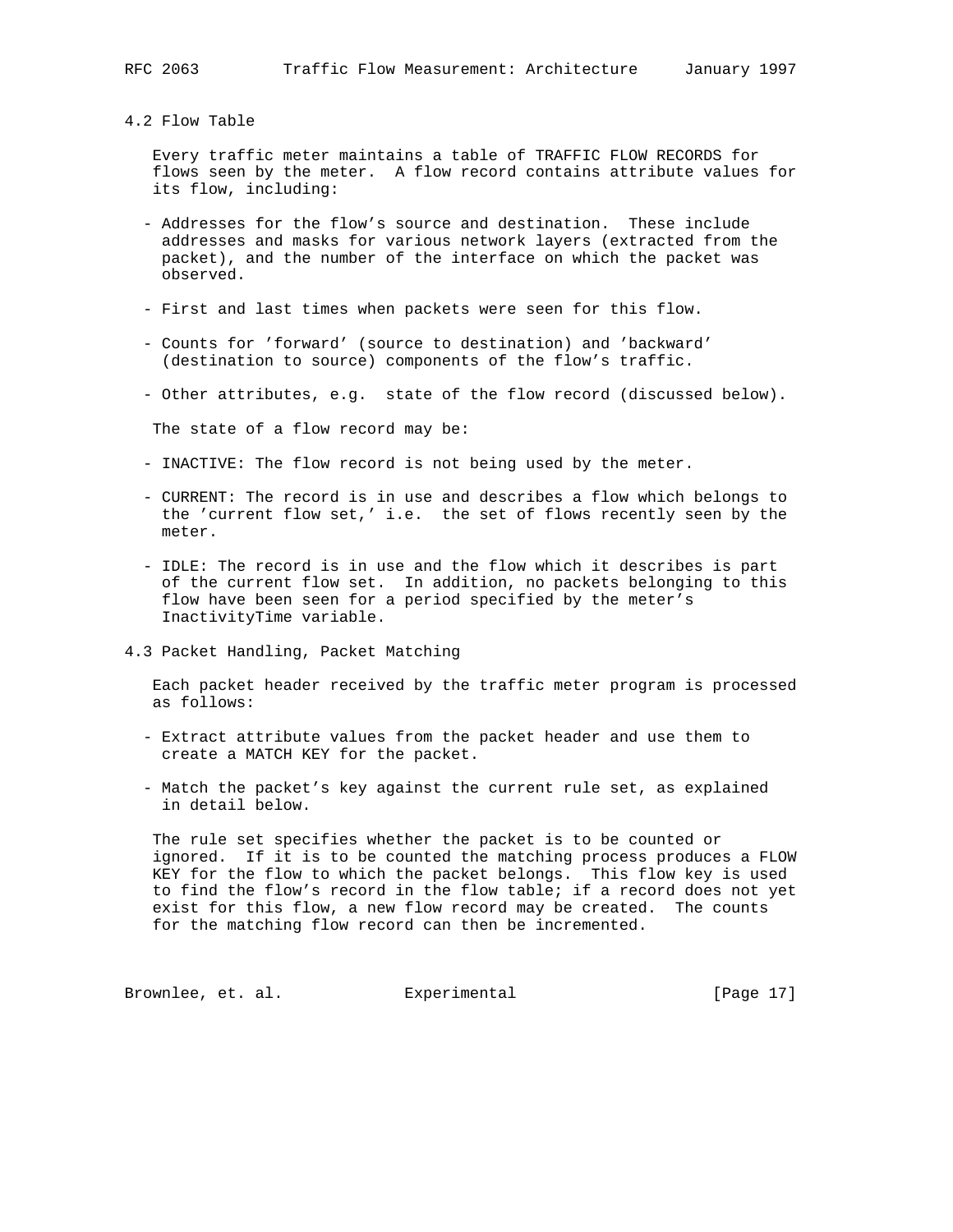## 4.2 Flow Table

Every traffic meter maintains a table of TRAFFIC FLOW RECORDS for flows seen by the meter. A flow record contains attribute values for its flow, including:

- Addresses for the flow's source and destination. These include addresses and masks for various network layers (extracted from the packet), and the number of the interface on which the packet was observed.

- First and last times when packets were seen for this flow.

- Counts for 'forward' (source to destination) and 'backward' (destination to source) components of the flow's traffic.

- Other attributes, e.g. state of the flow record (discussed below).

The state of a flow record may be:

- INACTIVE: The flow record is not being used by the meter.

- CURRENT: The record is in use and describes a flow which belongs to the 'current flow set,' i.e. the set of flows recently seen by the meter.

- IDLE: The record is in use and the flow which it describes is part of the current flow set. In addition, no packets belonging to this flow have been seen for a period specified by the meter's InactivityTime variable.

## 4.3 Packet Handling, Packet Matching

Each packet header received by the traffic meter program is processed as follows:

- Extract attribute values from the packet header and use them to create a MATCH KEY for the packet.

- Match the packet's key against the current rule set, as explained in detail below.

The rule set specifies whether the packet is to be counted or ignored. If it is to be counted the matching process produces a FLOW KEY for the flow to which the packet belongs. This flow key is used to find the flow's record in the flow table; if a record does not yet exist for this flow, a new flow record may be created. The counts for the matching flow record can then be incremented.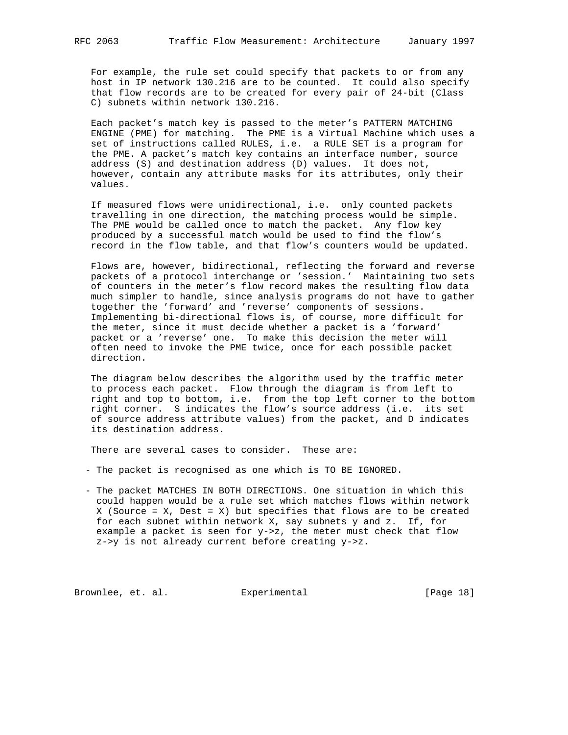For example, the rule set could specify that packets to or from any host in IP network 130.216 are to be counted. It could also specify that flow records are to be created for every pair of 24-bit (Class C) subnets within network 130.216.

Each packet's match key is passed to the meter's PATTERN MATCHING ENGINE (PME) for matching. The PME is a Virtual Machine which uses a set of instructions called RULES, i.e. a RULE SET is a program for the PME. A packet's match key contains an interface number, source address (S) and destination address (D) values. It does not, however, contain any attribute masks for its attributes, only their values.

If measured flows were unidirectional, i.e. only counted packets travelling in one direction, the matching process would be simple. The PME would be called once to match the packet. Any flow key produced by a successful match would be used to find the flow's record in the flow table, and that flow's counters would be updated.

Flows are, however, bidirectional, reflecting the forward and reverse packets of a protocol interchange or 'session.' Maintaining two sets of counters in the meter's flow record makes the resulting flow data much simpler to handle, since analysis programs do not have to gather together the 'forward' and 'reverse' components of sessions. Implementing bi-directional flows is, of course, more difficult for the meter, since it must decide whether a packet is a 'forward' packet or a 'reverse' one. To make this decision the meter will often need to invoke the PME twice, once for each possible packet direction.

The diagram below describes the algorithm used by the traffic meter to process each packet. Flow through the diagram is from left to right and top to bottom, i.e. from the top left corner to the bottom right corner. S indicates the flow's source address (i.e. its set of source address attribute values) from the packet, and D indicates its destination address.

There are several cases to consider. These are:

- The packet is recognised as one which is TO BE IGNORED.

- The packet MATCHES IN BOTH DIRECTIONS. One situation in which this could happen would be a rule set which matches flows within network X (Source = X, Dest = X) but specifies that flows are to be created for each subnet within network X, say subnets y and z. If, for example a packet is seen for y->z, the meter must check that flow z->y is not already current before creating y->z.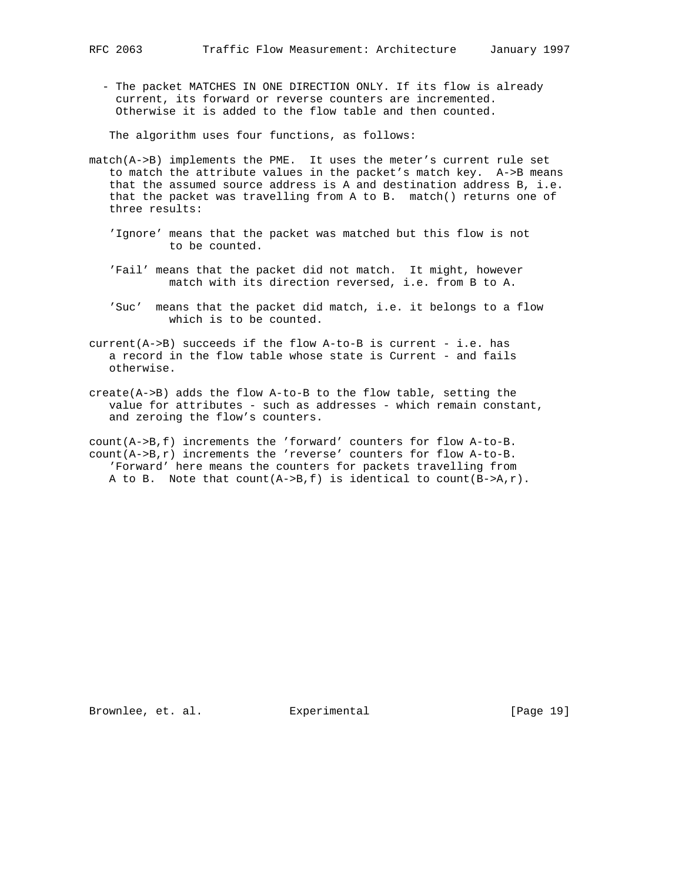- The packet MATCHES IN ONE DIRECTION ONLY. If its flow is already current, its forward or reverse counters are incremented. Otherwise it is added to the flow table and then counted.

The algorithm uses four functions, as follows:

match(A->B) implements the PME. It uses the meter's current rule set to match the attribute values in the packet's match key. A->B means that the assumed source address is A and destination address B, i.e. that the packet was travelling from A to B. match() returns one of three results:

'Ignore' means that the packet was matched but this flow is not to be counted.

'Fail' means that the packet did not match. It might, however match with its direction reversed, i.e. from B to A.

'Suc' means that the packet did match, i.e. it belongs to a flow which is to be counted.

current(A->B) succeeds if the flow A-to-B is current - i.e. has a record in the flow table whose state is Current - and fails otherwise.

create(A->B) adds the flow A-to-B to the flow table, setting the value for attributes - such as addresses - which remain constant, and zeroing the flow's counters.

count(A->B,f) increments the 'forward' counters for flow A-to-B.
count(A->B,r) increments the 'reverse' counters for flow A-to-B. 'Forward' here means the counters for packets travelling from A to B. Note that count(A->B,f) is identical to count(B->A,r).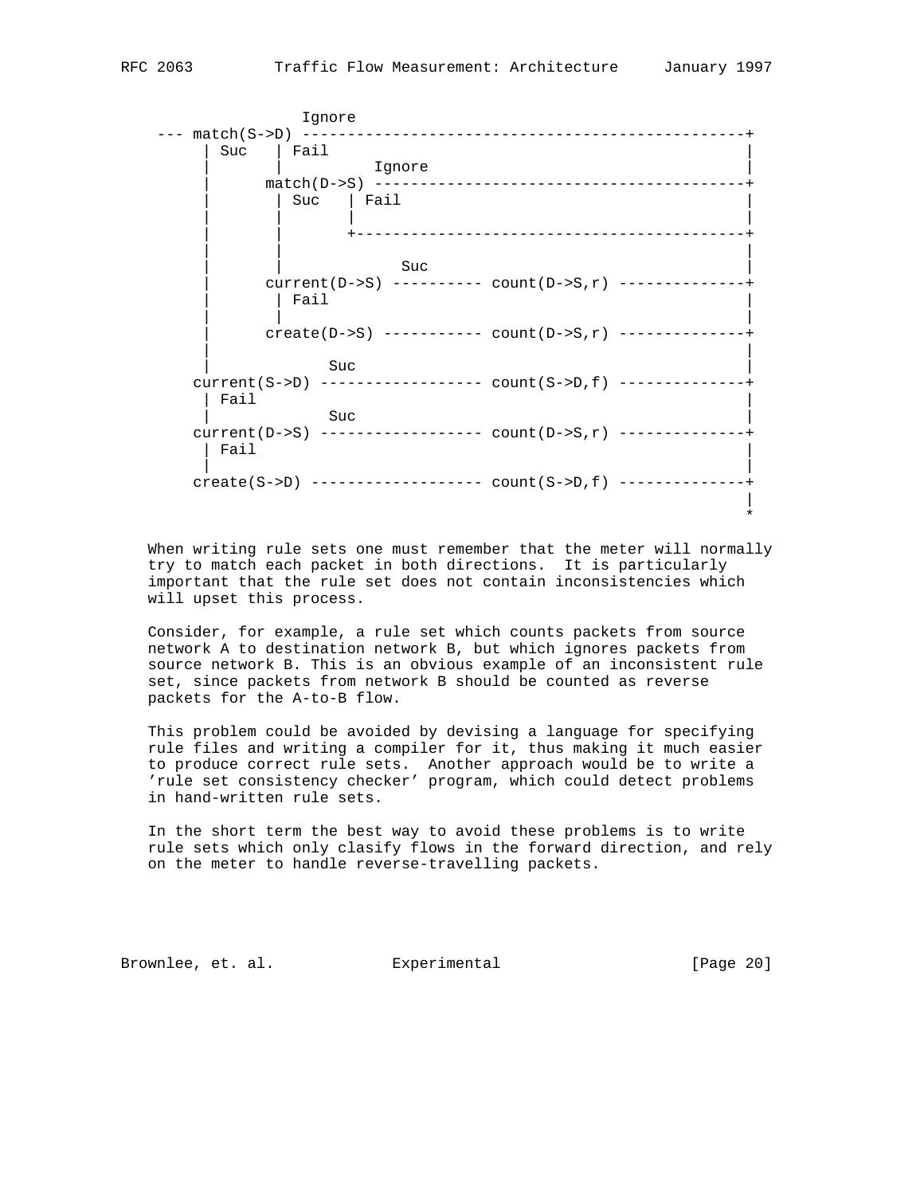```
                Ignore
 --- match(S->D) -------------------------------------------------+
       | Suc   | Fail                                              |
       |       |          Ignore                                   |
       |      match(D->S) -----------------------------------------+
       |       | Suc   | Fail                                      |
       |       |       |                                           |
       |       |       +-------------------------------------------+
       |       |                                                   |
       |       |             Suc                                   |
       |      current(D->S) ---------- count(D->S,r) --------------+
       |       | Fail                                              |
       |       |                                                   |
       |      create(D->S) ----------- count(D->S,r) --------------+
       |                                                           |
       |            Suc                                            |
      current(S->D) ------------------ count(S->D,f) --------------+
       | Fail                                                      |
       |            Suc                                            |
      current(D->S) ------------------ count(D->S,r) --------------+
       | Fail                                                      |
       |                                                           |
      create(S->D) ------------------- count(S->D,f) --------------+
                                                                   |
                                                                   *
```

When writing rule sets one must remember that the meter will normally try to match each packet in both directions. It is particularly important that the rule set does not contain inconsistencies which will upset this process.

Consider, for example, a rule set which counts packets from source network A to destination network B, but which ignores packets from source network B. This is an obvious example of an inconsistent rule set, since packets from network B should be counted as reverse packets for the A-to-B flow.

This problem could be avoided by devising a language for specifying rule files and writing a compiler for it, thus making it much easier to produce correct rule sets. Another approach would be to write a 'rule set consistency checker' program, which could detect problems in hand-written rule sets.

In the short term the best way to avoid these problems is to write rule sets which only clasify flows in the forward direction, and rely on the meter to handle reverse-travelling packets.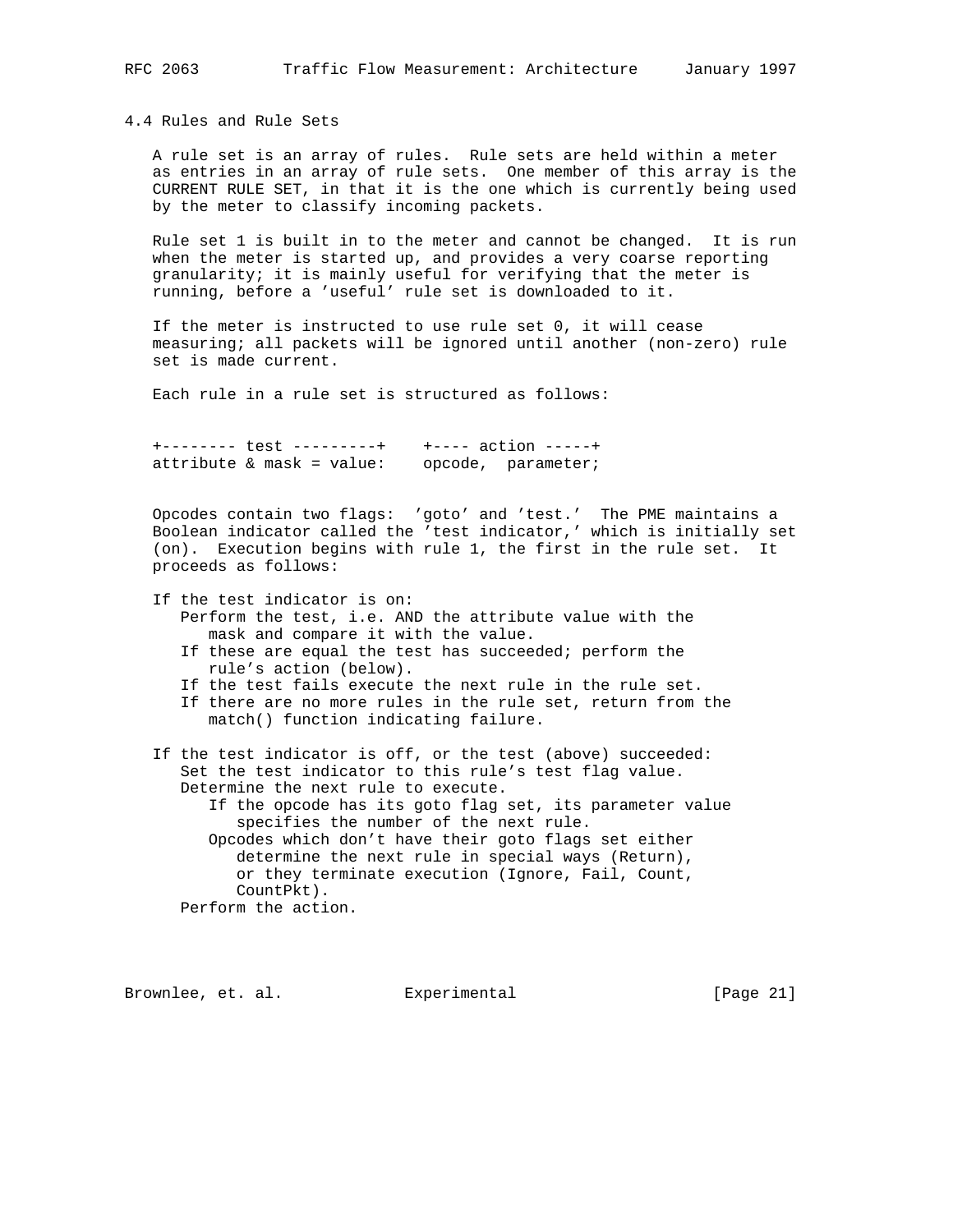## 4.4 Rules and Rule Sets

A rule set is an array of rules. Rule sets are held within a meter as entries in an array of rule sets. One member of this array is the CURRENT RULE SET, in that it is the one which is currently being used by the meter to classify incoming packets.

Rule set 1 is built in to the meter and cannot be changed. It is run when the meter is started up, and provides a very coarse reporting granularity; it is mainly useful for verifying that the meter is running, before a 'useful' rule set is downloaded to it.

If the meter is instructed to use rule set 0, it will cease measuring; all packets will be ignored until another (non-zero) rule set is made current.

Each rule in a rule set is structured as follows:

```
+-------- test ---------+    +---- action -----+
attribute & mask = value:    opcode,  parameter;
```

Opcodes contain two flags: 'goto' and 'test.' The PME maintains a Boolean indicator called the 'test indicator,' which is initially set (on). Execution begins with rule 1, the first in the rule set. It proceeds as follows:

```
If the test indicator is on:
   Perform the test, i.e. AND the attribute value with the
      mask and compare it with the value.
   If these are equal the test has succeeded; perform the
      rule's action (below).
   If the test fails execute the next rule in the rule set.
   If there are no more rules in the rule set, return from the
      match() function indicating failure.

If the test indicator is off, or the test (above) succeeded:
   Set the test indicator to this rule's test flag value.
   Determine the next rule to execute.
      If the opcode has its goto flag set, its parameter value
         specifies the number of the next rule.
      Opcodes which don't have their goto flags set either
         determine the next rule in special ways (Return),
         or they terminate execution (Ignore, Fail, Count,
         CountPkt).
   Perform the action.
```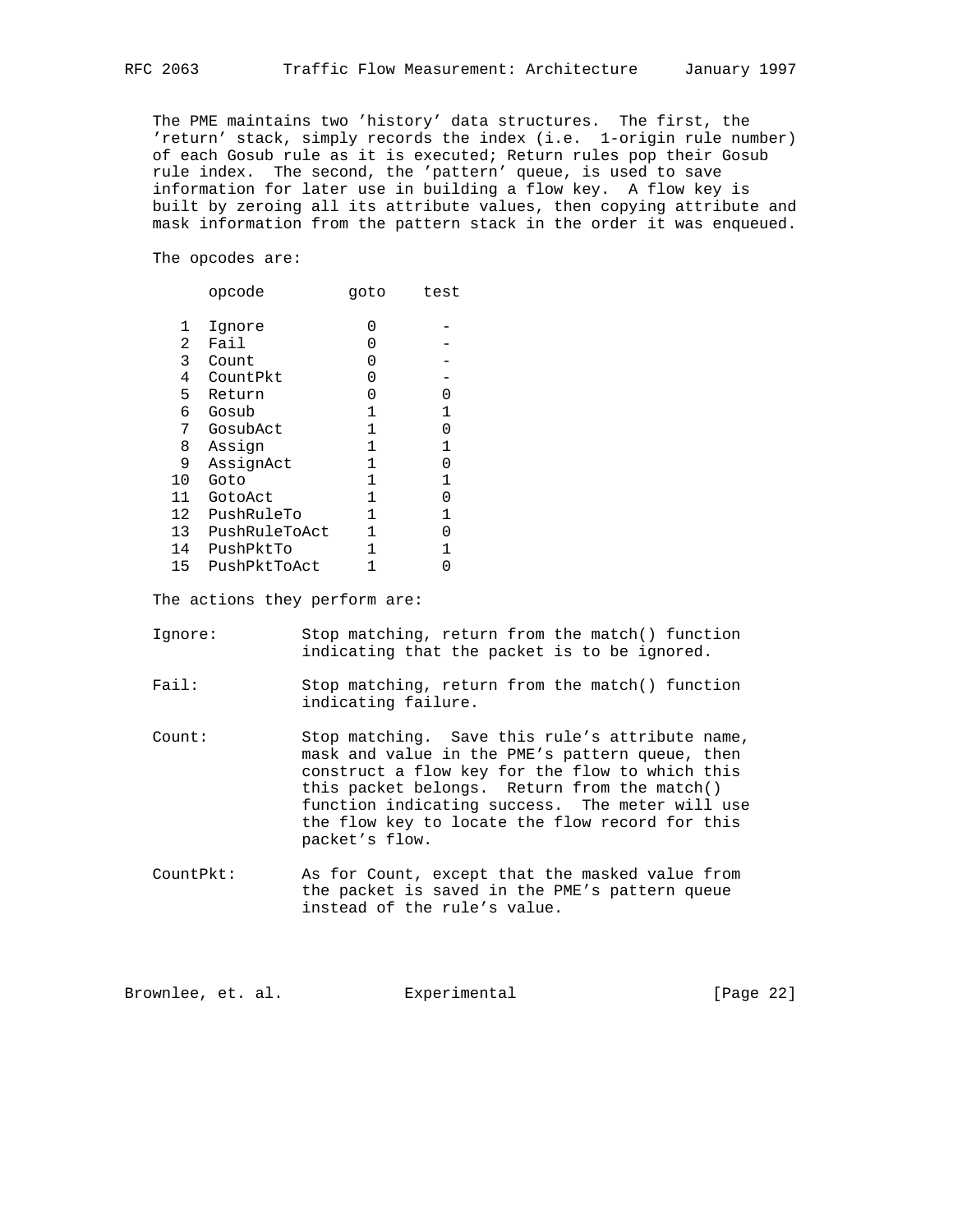The PME maintains two 'history' data structures. The first, the 'return' stack, simply records the index (i.e. 1-origin rule number) of each Gosub rule as it is executed; Return rules pop their Gosub rule index. The second, the 'pattern' queue, is used to save information for later use in building a flow key. A flow key is built by zeroing all its attribute values, then copying attribute and mask information from the pattern stack in the order it was enqueued.

The opcodes are:

| | opcode | goto | test |
|---|---|---|---|
| 1 | Ignore | 0 | - |
| 2 | Fail | 0 | - |
| 3 | Count | 0 | - |
| 4 | CountPkt | 0 | - |
| 5 | Return | 0 | 0 |
| 6 | Gosub | 1 | 1 |
| 7 | GosubAct | 1 | 0 |
| 8 | Assign | 1 | 1 |
| 9 | AssignAct | 1 | 0 |
| 10 | Goto | 1 | 1 |
| 11 | GotoAct | 1 | 0 |
| 12 | PushRuleTo | 1 | 1 |
| 13 | PushRuleToAct | 1 | 0 |
| 14 | PushPktTo | 1 | 1 |
| 15 | PushPktToAct | 1 | 0 |

The actions they perform are:

Ignore: Stop matching, return from the match() function indicating that the packet is to be ignored.

Fail: Stop matching, return from the match() function indicating failure.

Count: Stop matching. Save this rule's attribute name, mask and value in the PME's pattern queue, then construct a flow key for the flow to which this this packet belongs. Return from the match() function indicating success. The meter will use the flow key to locate the flow record for this packet's flow.

CountPkt: As for Count, except that the masked value from the packet is saved in the PME's pattern queue instead of the rule's value.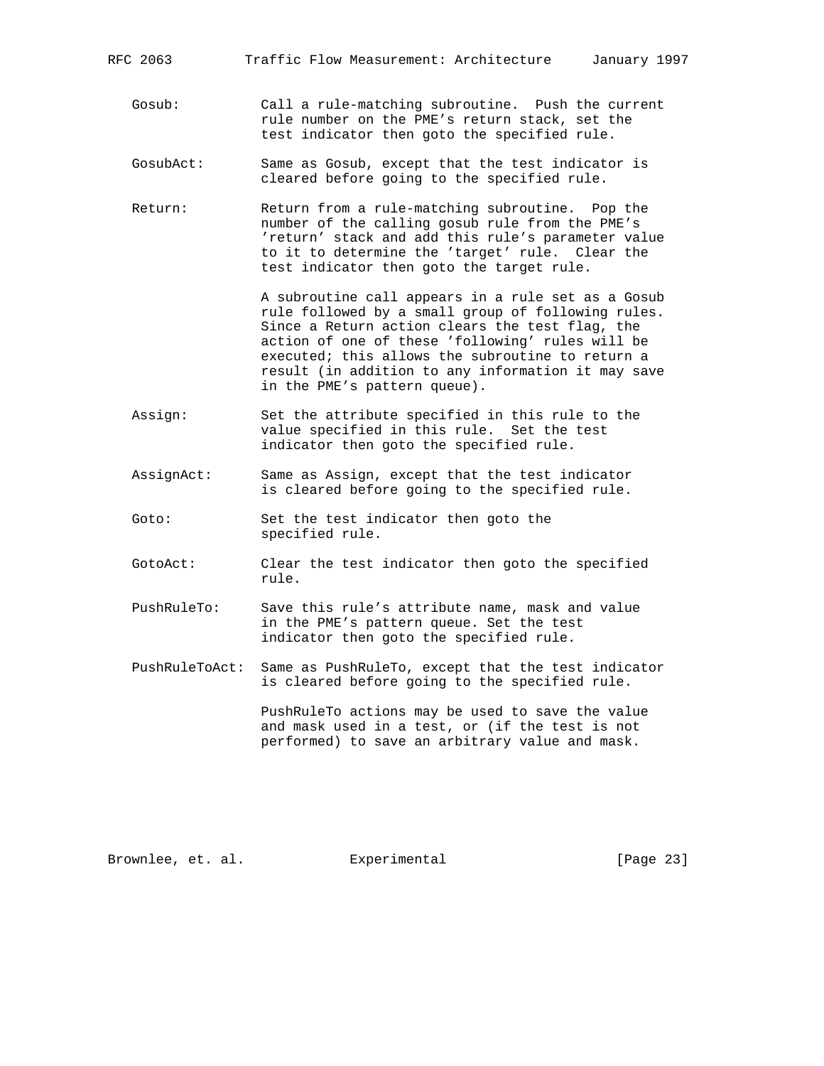Gosub: Call a rule-matching subroutine. Push the current rule number on the PME's return stack, set the test indicator then goto the specified rule.

GosubAct: Same as Gosub, except that the test indicator is cleared before going to the specified rule.

Return: Return from a rule-matching subroutine. Pop the number of the calling gosub rule from the PME's 'return' stack and add this rule's parameter value to it to determine the 'target' rule. Clear the test indicator then goto the target rule.

A subroutine call appears in a rule set as a Gosub rule followed by a small group of following rules. Since a Return action clears the test flag, the action of one of these 'following' rules will be executed; this allows the subroutine to return a result (in addition to any information it may save in the PME's pattern queue).

Assign: Set the attribute specified in this rule to the value specified in this rule. Set the test indicator then goto the specified rule.

AssignAct: Same as Assign, except that the test indicator is cleared before going to the specified rule.

Goto: Set the test indicator then goto the specified rule.

GotoAct: Clear the test indicator then goto the specified rule.

PushRuleTo: Save this rule's attribute name, mask and value in the PME's pattern queue. Set the test indicator then goto the specified rule.

PushRuleToAct: Same as PushRuleTo, except that the test indicator is cleared before going to the specified rule.

PushRuleTo actions may be used to save the value and mask used in a test, or (if the test is not performed) to save an arbitrary value and mask.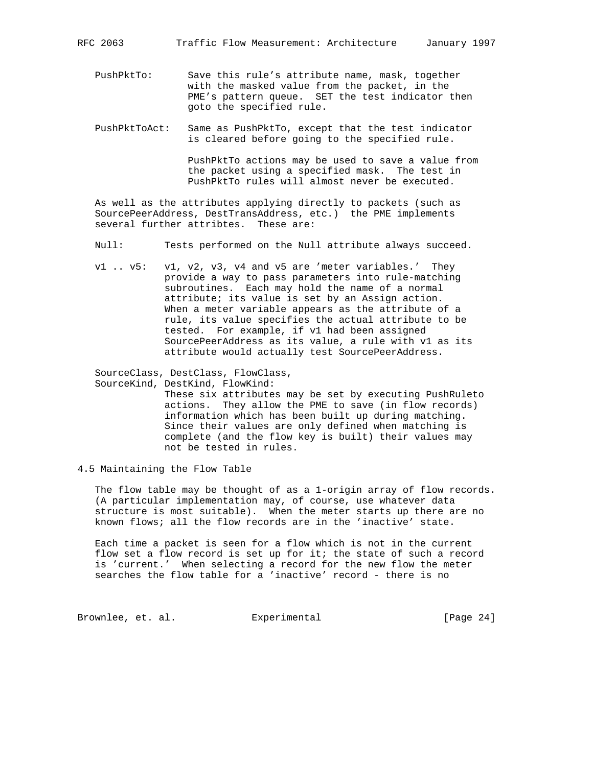PushPktTo: Save this rule's attribute name, mask, together with the masked value from the packet, in the PME's pattern queue. SET the test indicator then goto the specified rule.

PushPktToAct: Same as PushPktTo, except that the test indicator is cleared before going to the specified rule.

PushPktTo actions may be used to save a value from the packet using a specified mask. The test in PushPktTo rules will almost never be executed.

As well as the attributes applying directly to packets (such as SourcePeerAddress, DestTransAddress, etc.) the PME implements several further attribtes. These are:

Null: Tests performed on the Null attribute always succeed.

v1 .. v5: v1, v2, v3, v4 and v5 are 'meter variables.' They provide a way to pass parameters into rule-matching subroutines. Each may hold the name of a normal attribute; its value is set by an Assign action. When a meter variable appears as the attribute of a rule, its value specifies the actual attribute to be tested. For example, if v1 had been assigned SourcePeerAddress as its value, a rule with v1 as its attribute would actually test SourcePeerAddress.

SourceClass, DestClass, FlowClass,
SourceKind, DestKind, FlowKind:
These six attributes may be set by executing PushRuleto actions. They allow the PME to save (in flow records) information which has been built up during matching. Since their values are only defined when matching is complete (and the flow key is built) their values may not be tested in rules.

### 4.5 Maintaining the Flow Table

The flow table may be thought of as a 1-origin array of flow records. (A particular implementation may, of course, use whatever data structure is most suitable). When the meter starts up there are no known flows; all the flow records are in the 'inactive' state.

Each time a packet is seen for a flow which is not in the current flow set a flow record is set up for it; the state of such a record is 'current.' When selecting a record for the new flow the meter searches the flow table for a 'inactive' record - there is no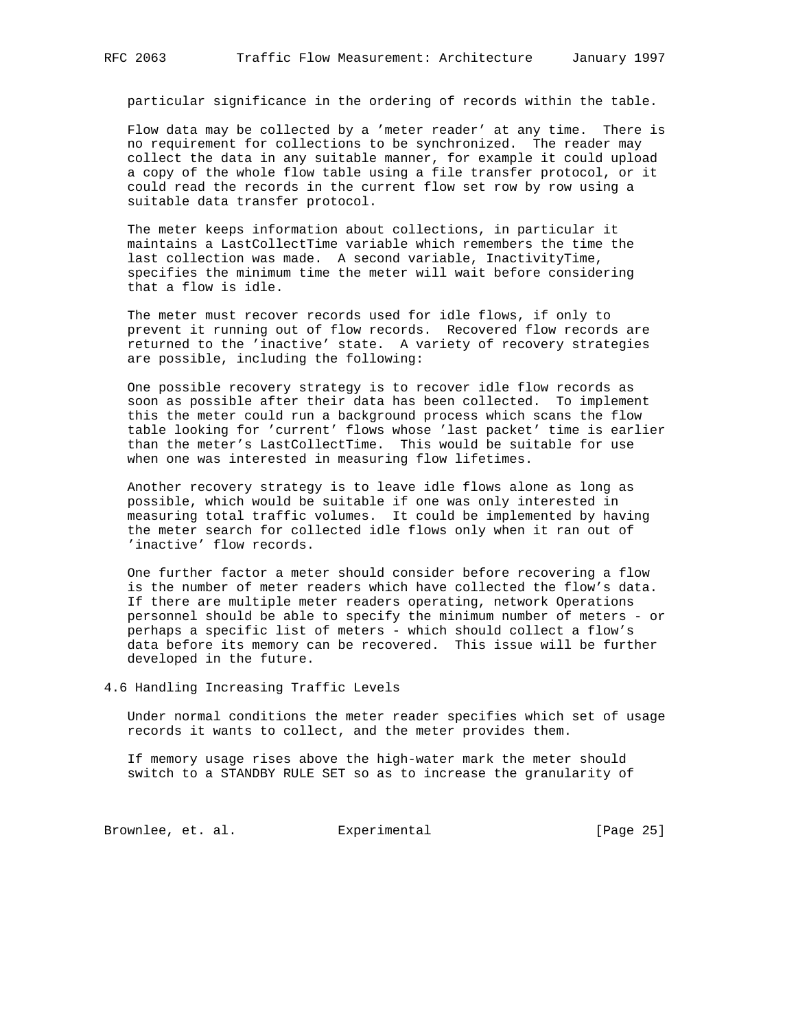particular significance in the ordering of records within the table.

Flow data may be collected by a 'meter reader' at any time. There is no requirement for collections to be synchronized. The reader may collect the data in any suitable manner, for example it could upload a copy of the whole flow table using a file transfer protocol, or it could read the records in the current flow set row by row using a suitable data transfer protocol.

The meter keeps information about collections, in particular it maintains a LastCollectTime variable which remembers the time the last collection was made. A second variable, InactivityTime, specifies the minimum time the meter will wait before considering that a flow is idle.

The meter must recover records used for idle flows, if only to prevent it running out of flow records. Recovered flow records are returned to the 'inactive' state. A variety of recovery strategies are possible, including the following:

One possible recovery strategy is to recover idle flow records as soon as possible after their data has been collected. To implement this the meter could run a background process which scans the flow table looking for 'current' flows whose 'last packet' time is earlier than the meter's LastCollectTime. This would be suitable for use when one was interested in measuring flow lifetimes.

Another recovery strategy is to leave idle flows alone as long as possible, which would be suitable if one was only interested in measuring total traffic volumes. It could be implemented by having the meter search for collected idle flows only when it ran out of 'inactive' flow records.

One further factor a meter should consider before recovering a flow is the number of meter readers which have collected the flow's data. If there are multiple meter readers operating, network Operations personnel should be able to specify the minimum number of meters - or perhaps a specific list of meters - which should collect a flow's data before its memory can be recovered. This issue will be further developed in the future.

## 4.6 Handling Increasing Traffic Levels

Under normal conditions the meter reader specifies which set of usage records it wants to collect, and the meter provides them.

If memory usage rises above the high-water mark the meter should switch to a STANDBY RULE SET so as to increase the granularity of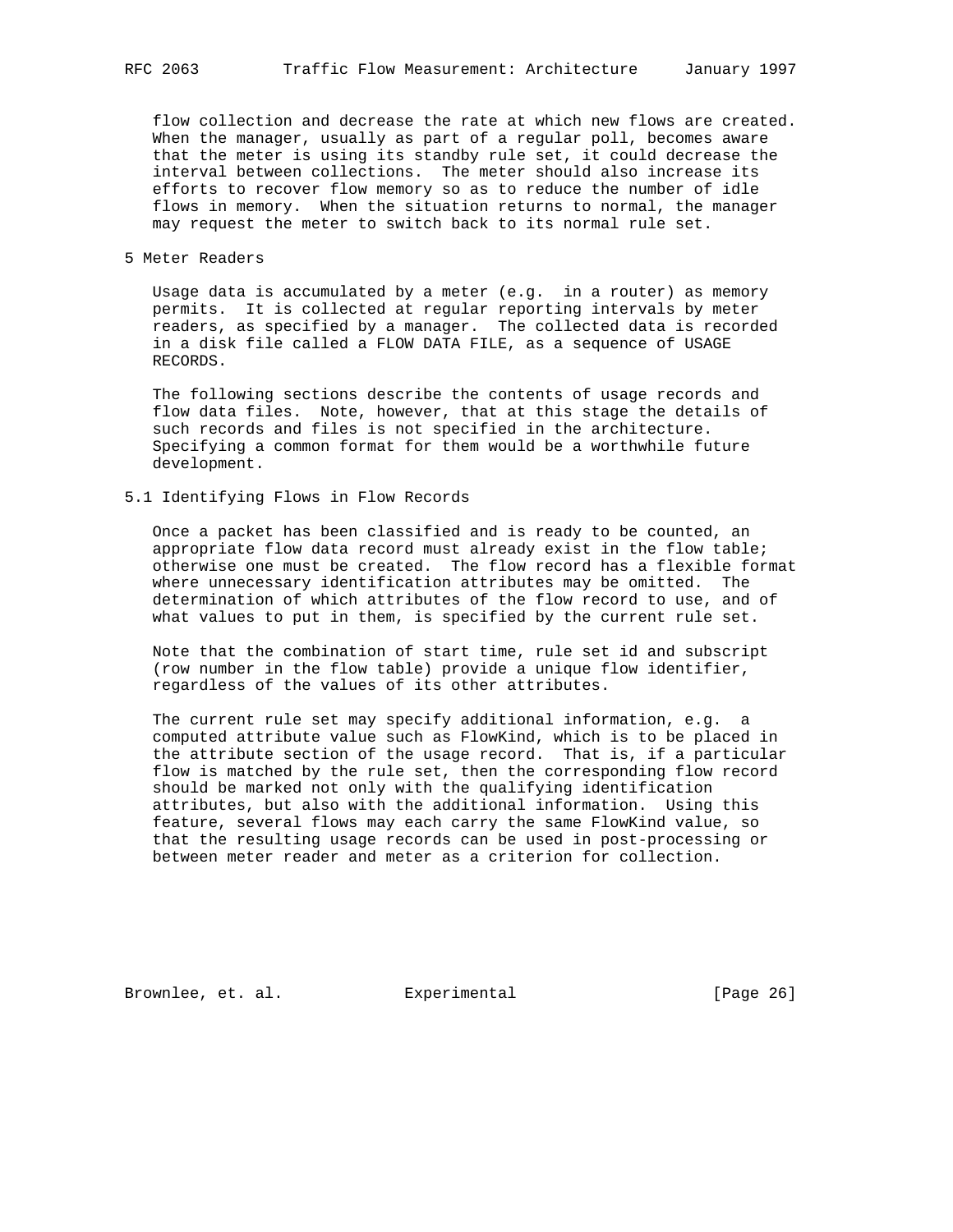flow collection and decrease the rate at which new flows are created. When the manager, usually as part of a regular poll, becomes aware that the meter is using its standby rule set, it could decrease the interval between collections. The meter should also increase its efforts to recover flow memory so as to reduce the number of idle flows in memory. When the situation returns to normal, the manager may request the meter to switch back to its normal rule set.

# 5 Meter Readers

Usage data is accumulated by a meter (e.g. in a router) as memory permits. It is collected at regular reporting intervals by meter readers, as specified by a manager. The collected data is recorded in a disk file called a FLOW DATA FILE, as a sequence of USAGE RECORDS.

The following sections describe the contents of usage records and flow data files. Note, however, that at this stage the details of such records and files is not specified in the architecture. Specifying a common format for them would be a worthwhile future development.

## 5.1 Identifying Flows in Flow Records

Once a packet has been classified and is ready to be counted, an appropriate flow data record must already exist in the flow table; otherwise one must be created. The flow record has a flexible format where unnecessary identification attributes may be omitted. The determination of which attributes of the flow record to use, and of what values to put in them, is specified by the current rule set.

Note that the combination of start time, rule set id and subscript (row number in the flow table) provide a unique flow identifier, regardless of the values of its other attributes.

The current rule set may specify additional information, e.g. a computed attribute value such as FlowKind, which is to be placed in the attribute section of the usage record. That is, if a particular flow is matched by the rule set, then the corresponding flow record should be marked not only with the qualifying identification attributes, but also with the additional information. Using this feature, several flows may each carry the same FlowKind value, so that the resulting usage records can be used in post-processing or between meter reader and meter as a criterion for collection.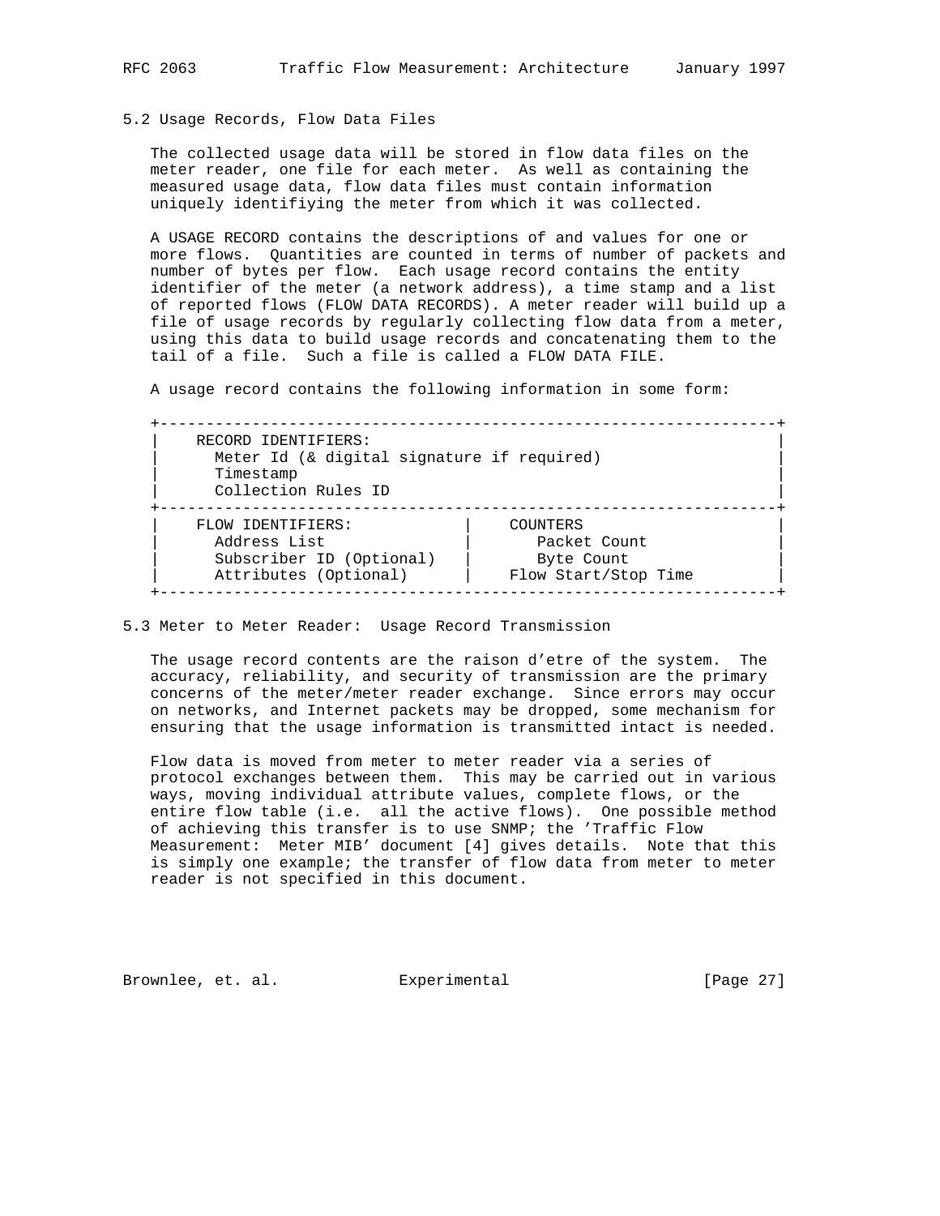## 5.2 Usage Records, Flow Data Files

The collected usage data will be stored in flow data files on the meter reader, one file for each meter. As well as containing the measured usage data, flow data files must contain information uniquely identifiying the meter from which it was collected.

A USAGE RECORD contains the descriptions of and values for one or more flows. Quantities are counted in terms of number of packets and number of bytes per flow. Each usage record contains the entity identifier of the meter (a network address), a time stamp and a list of reported flows (FLOW DATA RECORDS). A meter reader will build up a file of usage records by regularly collecting flow data from a meter, using this data to build usage records and concatenating them to the tail of a file. Such a file is called a FLOW DATA FILE.

A usage record contains the following information in some form:

```
+-------------------------------------------------------------------+
|    RECORD IDENTIFIERS:                                            |
|      Meter Id (& digital signature if required)                   |
|      Timestamp                                                    |
|      Collection Rules ID                                          |
+-------------------------------------------------------------------+
|    FLOW IDENTIFIERS:             |    COUNTERS                    |
|      Address List                |       Packet Count             |
|      Subscriber ID (Optional)    |       Byte Count               |
|      Attributes (Optional)       |    Flow Start/Stop Time        |
+-------------------------------------------------------------------+
```

## 5.3 Meter to Meter Reader:  Usage Record Transmission

The usage record contents are the raison d'etre of the system. The accuracy, reliability, and security of transmission are the primary concerns of the meter/meter reader exchange. Since errors may occur on networks, and Internet packets may be dropped, some mechanism for ensuring that the usage information is transmitted intact is needed.

Flow data is moved from meter to meter reader via a series of protocol exchanges between them. This may be carried out in various ways, moving individual attribute values, complete flows, or the entire flow table (i.e. all the active flows). One possible method of achieving this transfer is to use SNMP; the 'Traffic Flow Measurement: Meter MIB' document [4] gives details. Note that this is simply one example; the transfer of flow data from meter to meter reader is not specified in this document.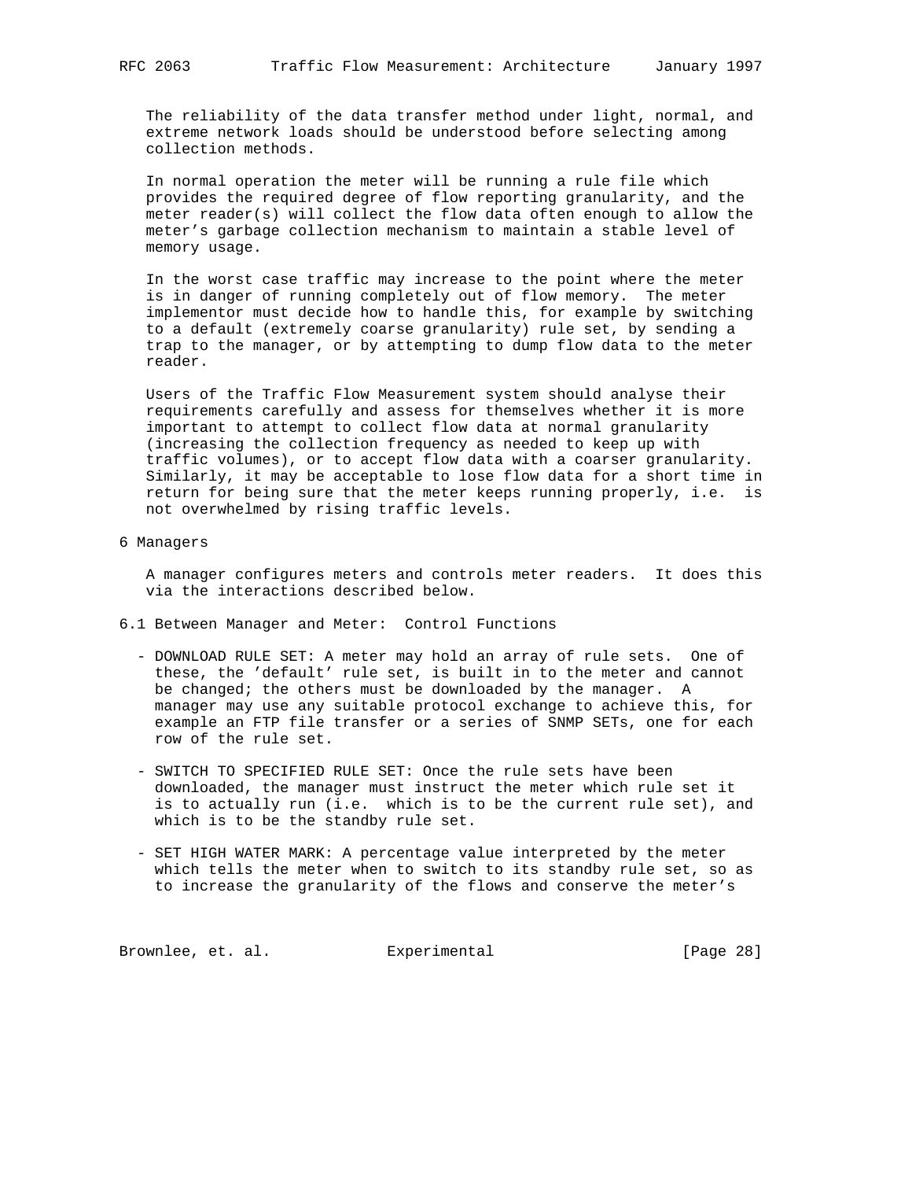The reliability of the data transfer method under light, normal, and extreme network loads should be understood before selecting among collection methods.

In normal operation the meter will be running a rule file which provides the required degree of flow reporting granularity, and the meter reader(s) will collect the flow data often enough to allow the meter's garbage collection mechanism to maintain a stable level of memory usage.

In the worst case traffic may increase to the point where the meter is in danger of running completely out of flow memory. The meter implementor must decide how to handle this, for example by switching to a default (extremely coarse granularity) rule set, by sending a trap to the manager, or by attempting to dump flow data to the meter reader.

Users of the Traffic Flow Measurement system should analyse their requirements carefully and assess for themselves whether it is more important to attempt to collect flow data at normal granularity (increasing the collection frequency as needed to keep up with traffic volumes), or to accept flow data with a coarser granularity. Similarly, it may be acceptable to lose flow data for a short time in return for being sure that the meter keeps running properly, i.e. is not overwhelmed by rising traffic levels.

# 6 Managers

A manager configures meters and controls meter readers. It does this via the interactions described below.

## 6.1 Between Manager and Meter: Control Functions

- DOWNLOAD RULE SET: A meter may hold an array of rule sets. One of these, the 'default' rule set, is built in to the meter and cannot be changed; the others must be downloaded by the manager. A manager may use any suitable protocol exchange to achieve this, for example an FTP file transfer or a series of SNMP SETs, one for each row of the rule set.

- SWITCH TO SPECIFIED RULE SET: Once the rule sets have been downloaded, the manager must instruct the meter which rule set it is to actually run (i.e. which is to be the current rule set), and which is to be the standby rule set.

- SET HIGH WATER MARK: A percentage value interpreted by the meter which tells the meter when to switch to its standby rule set, so as to increase the granularity of the flows and conserve the meter's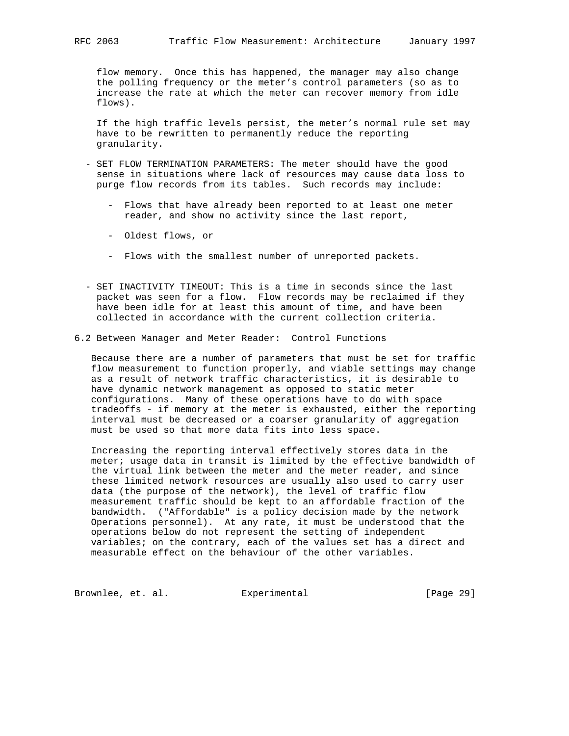flow memory. Once this has happened, the manager may also change the polling frequency or the meter's control parameters (so as to increase the rate at which the meter can recover memory from idle flows).

If the high traffic levels persist, the meter's normal rule set may have to be rewritten to permanently reduce the reporting granularity.

- SET FLOW TERMINATION PARAMETERS: The meter should have the good sense in situations where lack of resources may cause data loss to purge flow records from its tables. Such records may include:

  - Flows that have already been reported to at least one meter reader, and show no activity since the last report,

  - Oldest flows, or

  - Flows with the smallest number of unreported packets.

- SET INACTIVITY TIMEOUT: This is a time in seconds since the last packet was seen for a flow. Flow records may be reclaimed if they have been idle for at least this amount of time, and have been collected in accordance with the current collection criteria.

## 6.2 Between Manager and Meter Reader: Control Functions

Because there are a number of parameters that must be set for traffic flow measurement to function properly, and viable settings may change as a result of network traffic characteristics, it is desirable to have dynamic network management as opposed to static meter configurations. Many of these operations have to do with space tradeoffs - if memory at the meter is exhausted, either the reporting interval must be decreased or a coarser granularity of aggregation must be used so that more data fits into less space.

Increasing the reporting interval effectively stores data in the meter; usage data in transit is limited by the effective bandwidth of the virtual link between the meter and the meter reader, and since these limited network resources are usually also used to carry user data (the purpose of the network), the level of traffic flow measurement traffic should be kept to an affordable fraction of the bandwidth. ("Affordable" is a policy decision made by the network Operations personnel). At any rate, it must be understood that the operations below do not represent the setting of independent variables; on the contrary, each of the values set has a direct and measurable effect on the behaviour of the other variables.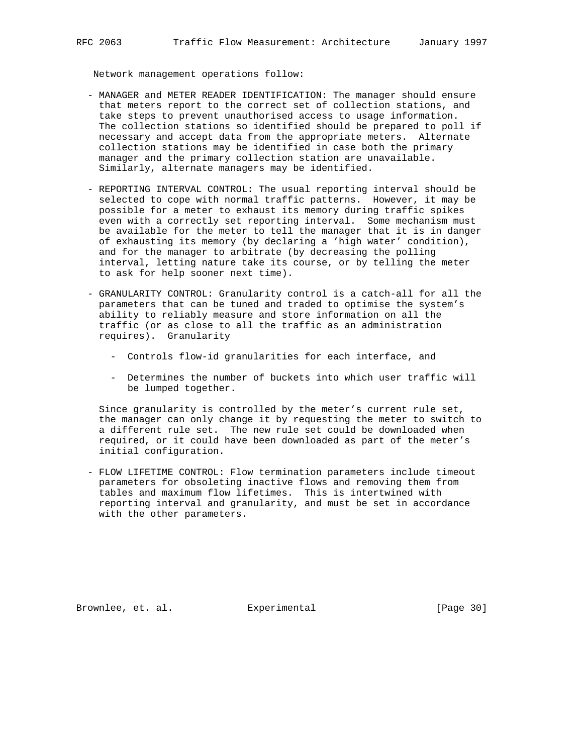Network management operations follow:

- MANAGER and METER READER IDENTIFICATION: The manager should ensure that meters report to the correct set of collection stations, and take steps to prevent unauthorised access to usage information. The collection stations so identified should be prepared to poll if necessary and accept data from the appropriate meters. Alternate collection stations may be identified in case both the primary manager and the primary collection station are unavailable. Similarly, alternate managers may be identified.

- REPORTING INTERVAL CONTROL: The usual reporting interval should be selected to cope with normal traffic patterns. However, it may be possible for a meter to exhaust its memory during traffic spikes even with a correctly set reporting interval. Some mechanism must be available for the meter to tell the manager that it is in danger of exhausting its memory (by declaring a 'high water' condition), and for the manager to arbitrate (by decreasing the polling interval, letting nature take its course, or by telling the meter to ask for help sooner next time).

- GRANULARITY CONTROL: Granularity control is a catch-all for all the parameters that can be tuned and traded to optimise the system's ability to reliably measure and store information on all the traffic (or as close to all the traffic as an administration requires). Granularity

  - Controls flow-id granularities for each interface, and

  - Determines the number of buckets into which user traffic will be lumped together.

  Since granularity is controlled by the meter's current rule set, the manager can only change it by requesting the meter to switch to a different rule set. The new rule set could be downloaded when required, or it could have been downloaded as part of the meter's initial configuration.

- FLOW LIFETIME CONTROL: Flow termination parameters include timeout parameters for obsoleting inactive flows and removing them from tables and maximum flow lifetimes. This is intertwined with reporting interval and granularity, and must be set in accordance with the other parameters.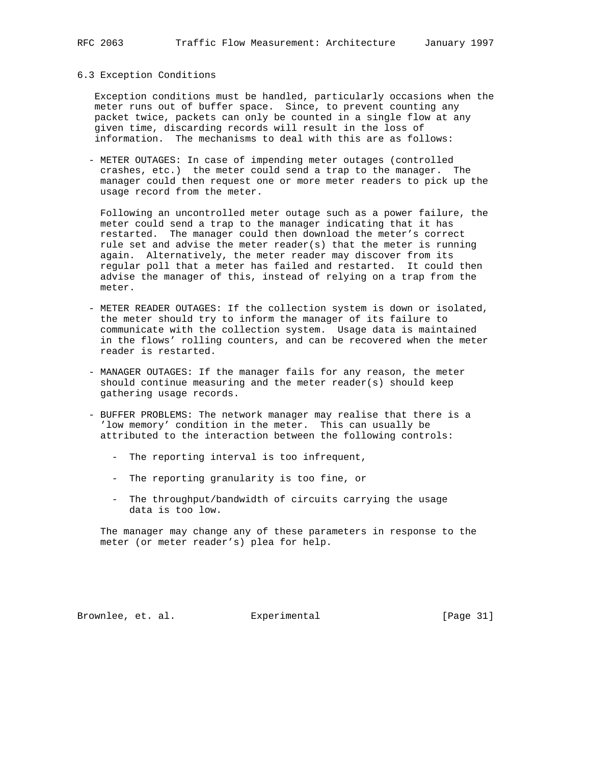### 6.3 Exception Conditions

Exception conditions must be handled, particularly occasions when the meter runs out of buffer space. Since, to prevent counting any packet twice, packets can only be counted in a single flow at any given time, discarding records will result in the loss of information. The mechanisms to deal with this are as follows:

- METER OUTAGES: In case of impending meter outages (controlled crashes, etc.) the meter could send a trap to the manager. The manager could then request one or more meter readers to pick up the usage record from the meter.

  Following an uncontrolled meter outage such as a power failure, the meter could send a trap to the manager indicating that it has restarted. The manager could then download the meter's correct rule set and advise the meter reader(s) that the meter is running again. Alternatively, the meter reader may discover from its regular poll that a meter has failed and restarted. It could then advise the manager of this, instead of relying on a trap from the meter.

- METER READER OUTAGES: If the collection system is down or isolated, the meter should try to inform the manager of its failure to communicate with the collection system. Usage data is maintained in the flows' rolling counters, and can be recovered when the meter reader is restarted.

- MANAGER OUTAGES: If the manager fails for any reason, the meter should continue measuring and the meter reader(s) should keep gathering usage records.

- BUFFER PROBLEMS: The network manager may realise that there is a 'low memory' condition in the meter. This can usually be attributed to the interaction between the following controls:

  - The reporting interval is too infrequent,

  - The reporting granularity is too fine, or

  - The throughput/bandwidth of circuits carrying the usage data is too low.

  The manager may change any of these parameters in response to the meter (or meter reader's) plea for help.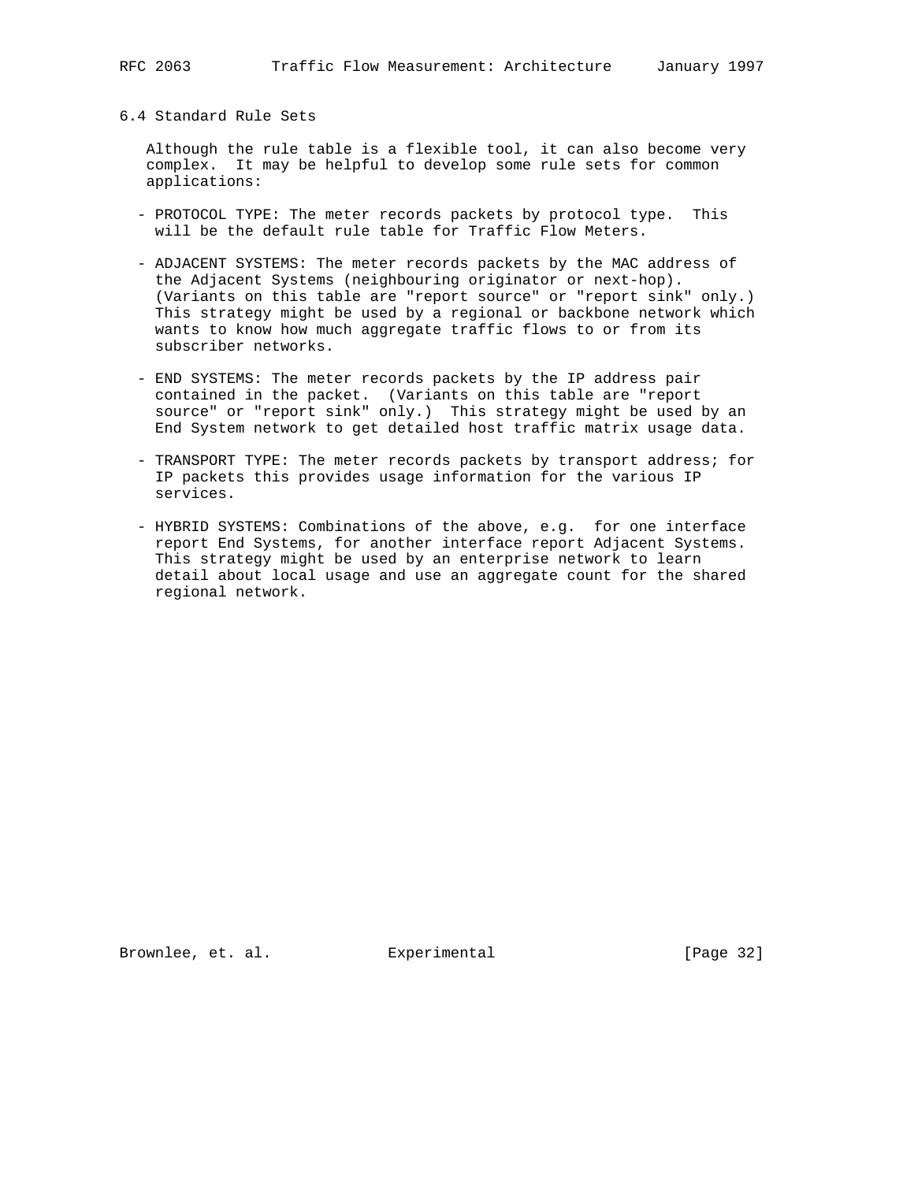## 6.4 Standard Rule Sets

Although the rule table is a flexible tool, it can also become very complex. It may be helpful to develop some rule sets for common applications:

- PROTOCOL TYPE: The meter records packets by protocol type. This will be the default rule table for Traffic Flow Meters.

- ADJACENT SYSTEMS: The meter records packets by the MAC address of the Adjacent Systems (neighbouring originator or next-hop). (Variants on this table are "report source" or "report sink" only.) This strategy might be used by a regional or backbone network which wants to know how much aggregate traffic flows to or from its subscriber networks.

- END SYSTEMS: The meter records packets by the IP address pair contained in the packet. (Variants on this table are "report source" or "report sink" only.) This strategy might be used by an End System network to get detailed host traffic matrix usage data.

- TRANSPORT TYPE: The meter records packets by transport address; for IP packets this provides usage information for the various IP services.

- HYBRID SYSTEMS: Combinations of the above, e.g. for one interface report End Systems, for another interface report Adjacent Systems. This strategy might be used by an enterprise network to learn detail about local usage and use an aggregate count for the shared regional network.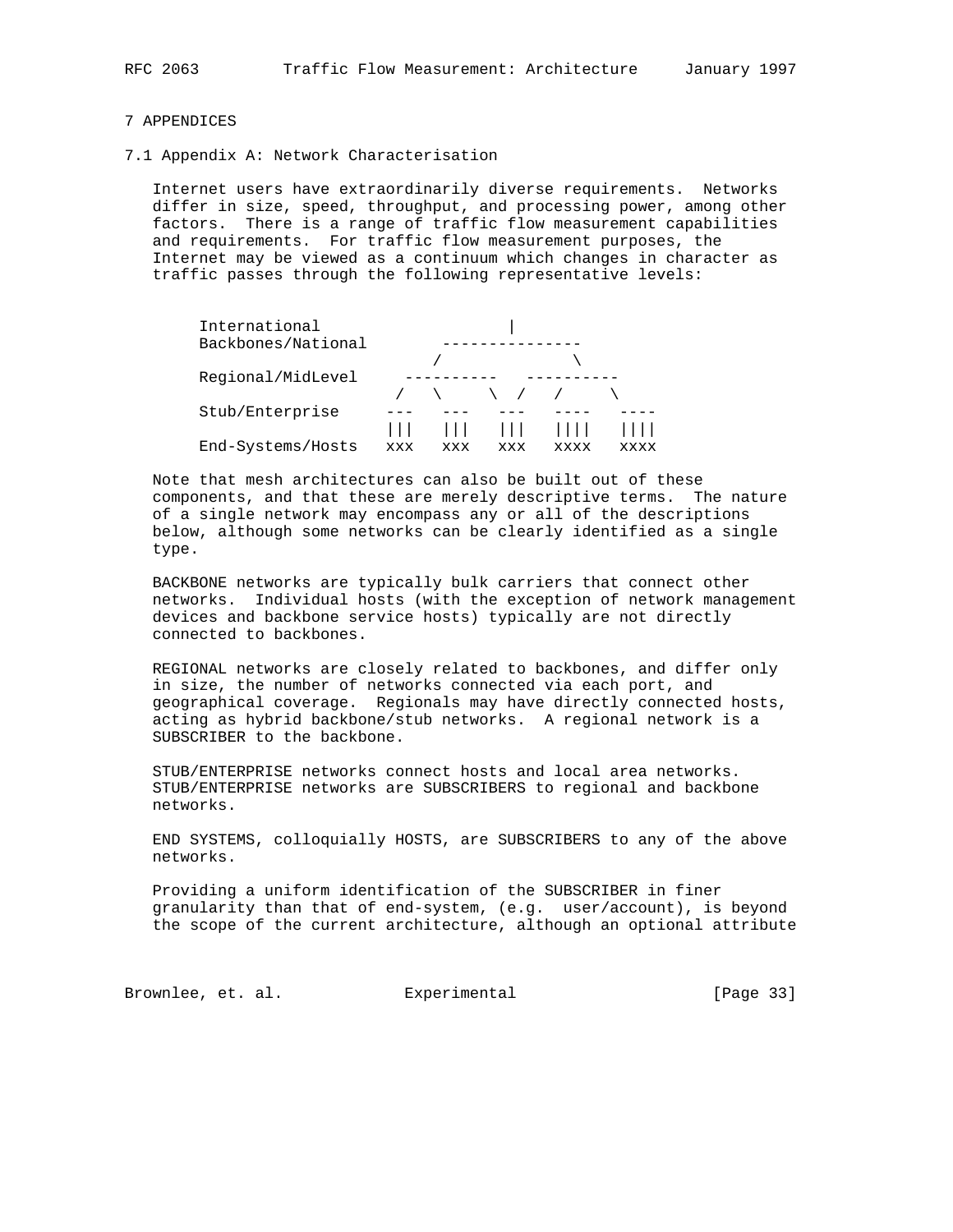# 7 APPENDICES

## 7.1 Appendix A: Network Characterisation

Internet users have extraordinarily diverse requirements. Networks differ in size, speed, throughput, and processing power, among other factors. There is a range of traffic flow measurement capabilities and requirements. For traffic flow measurement purposes, the Internet may be viewed as a continuum which changes in character as traffic passes through the following representative levels:

```
     International                     |
     Backbones/National        ---------------
                             /               \
     Regional/MidLevel     ----------   ----------
                          /   \     \  /   /     \
     Stub/Enterprise     ---   ---   ---   ----   ----
                         |||   |||   |||   ||||   ||||
     End-Systems/Hosts   xxx   xxx   xxx   xxxx   xxxx
```

Note that mesh architectures can also be built out of these components, and that these are merely descriptive terms. The nature of a single network may encompass any or all of the descriptions below, although some networks can be clearly identified as a single type.

BACKBONE networks are typically bulk carriers that connect other networks. Individual hosts (with the exception of network management devices and backbone service hosts) typically are not directly connected to backbones.

REGIONAL networks are closely related to backbones, and differ only in size, the number of networks connected via each port, and geographical coverage. Regionals may have directly connected hosts, acting as hybrid backbone/stub networks. A regional network is a SUBSCRIBER to the backbone.

STUB/ENTERPRISE networks connect hosts and local area networks. STUB/ENTERPRISE networks are SUBSCRIBERS to regional and backbone networks.

END SYSTEMS, colloquially HOSTS, are SUBSCRIBERS to any of the above networks.

Providing a uniform identification of the SUBSCRIBER in finer granularity than that of end-system, (e.g. user/account), is beyond the scope of the current architecture, although an optional attribute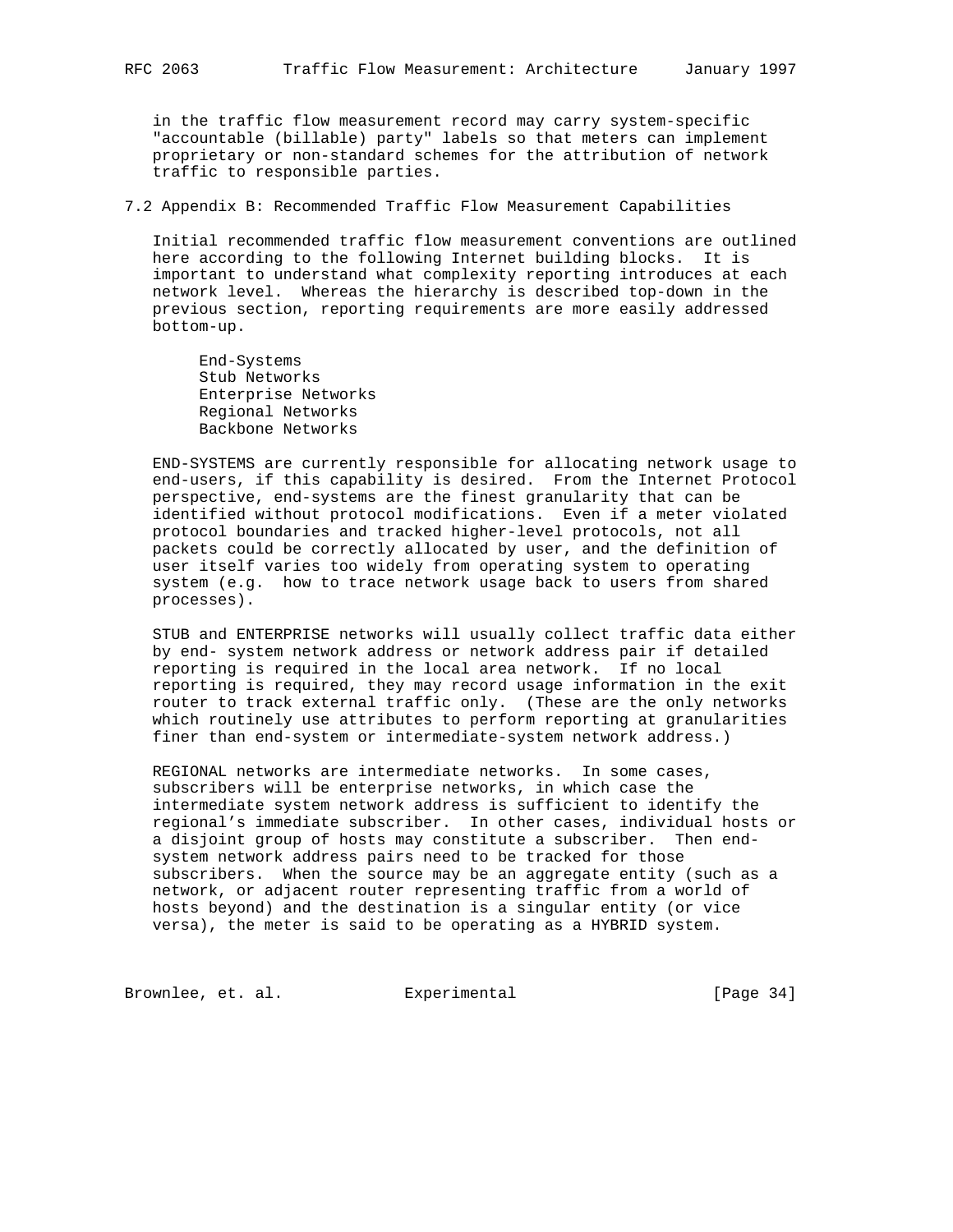in the traffic flow measurement record may carry system-specific "accountable (billable) party" labels so that meters can implement proprietary or non-standard schemes for the attribution of network traffic to responsible parties.

## 7.2 Appendix B: Recommended Traffic Flow Measurement Capabilities

Initial recommended traffic flow measurement conventions are outlined here according to the following Internet building blocks. It is important to understand what complexity reporting introduces at each network level. Whereas the hierarchy is described top-down in the previous section, reporting requirements are more easily addressed bottom-up.

- End-Systems
- Stub Networks
- Enterprise Networks
- Regional Networks
- Backbone Networks

END-SYSTEMS are currently responsible for allocating network usage to end-users, if this capability is desired. From the Internet Protocol perspective, end-systems are the finest granularity that can be identified without protocol modifications. Even if a meter violated protocol boundaries and tracked higher-level protocols, not all packets could be correctly allocated by user, and the definition of user itself varies too widely from operating system to operating system (e.g. how to trace network usage back to users from shared processes).

STUB and ENTERPRISE networks will usually collect traffic data either by end- system network address or network address pair if detailed reporting is required in the local area network. If no local reporting is required, they may record usage information in the exit router to track external traffic only. (These are the only networks which routinely use attributes to perform reporting at granularities finer than end-system or intermediate-system network address.)

REGIONAL networks are intermediate networks. In some cases, subscribers will be enterprise networks, in which case the intermediate system network address is sufficient to identify the regional's immediate subscriber. In other cases, individual hosts or a disjoint group of hosts may constitute a subscriber. Then end-system network address pairs need to be tracked for those subscribers. When the source may be an aggregate entity (such as a network, or adjacent router representing traffic from a world of hosts beyond) and the destination is a singular entity (or vice versa), the meter is said to be operating as a HYBRID system.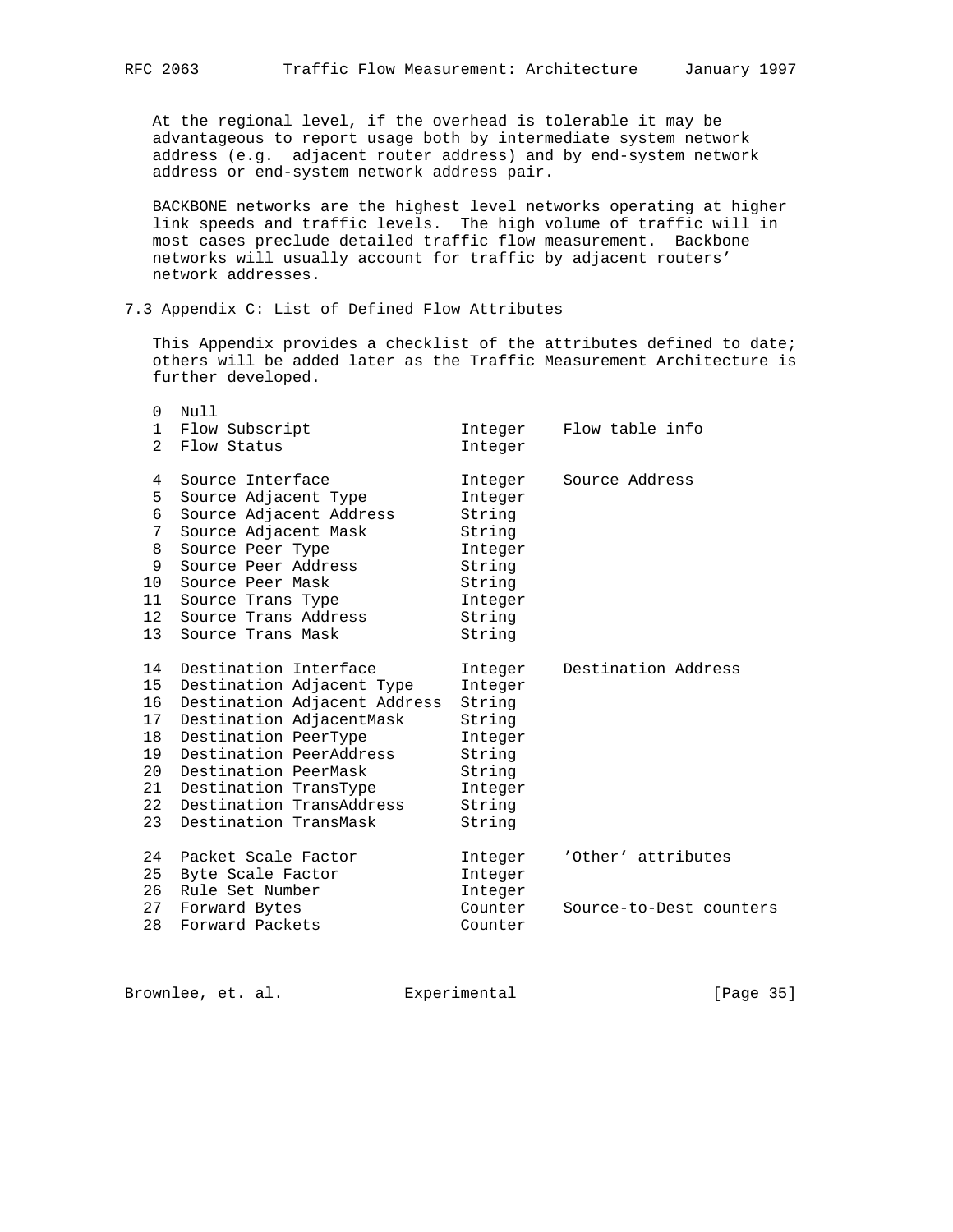At the regional level, if the overhead is tolerable it may be advantageous to report usage both by intermediate system network address (e.g. adjacent router address) and by end-system network address or end-system network address pair.

BACKBONE networks are the highest level networks operating at higher link speeds and traffic levels. The high volume of traffic will in most cases preclude detailed traffic flow measurement. Backbone networks will usually account for traffic by adjacent routers' network addresses.

### 7.3 Appendix C: List of Defined Flow Attributes

This Appendix provides a checklist of the attributes defined to date; others will be added later as the Traffic Measurement Architecture is further developed.

```
 0  Null
 1  Flow Subscript               Integer    Flow table info
 2  Flow Status                  Integer

 4  Source Interface             Integer    Source Address
 5  Source Adjacent Type         Integer
 6  Source Adjacent Address      String
 7  Source Adjacent Mask         String
 8  Source Peer Type             Integer
 9  Source Peer Address          String
10  Source Peer Mask             String
11  Source Trans Type            Integer
12  Source Trans Address         String
13  Source Trans Mask            String

14  Destination Interface        Integer    Destination Address
15  Destination Adjacent Type    Integer
16  Destination Adjacent Address String
17  Destination AdjacentMask     String
18  Destination PeerType         Integer
19  Destination PeerAddress      String
20  Destination PeerMask         String
21  Destination TransType        Integer
22  Destination TransAddress     String
23  Destination TransMask        String

24  Packet Scale Factor          Integer    'Other' attributes
25  Byte Scale Factor            Integer
26  Rule Set Number              Integer
27  Forward Bytes                Counter    Source-to-Dest counters
28  Forward Packets              Counter
```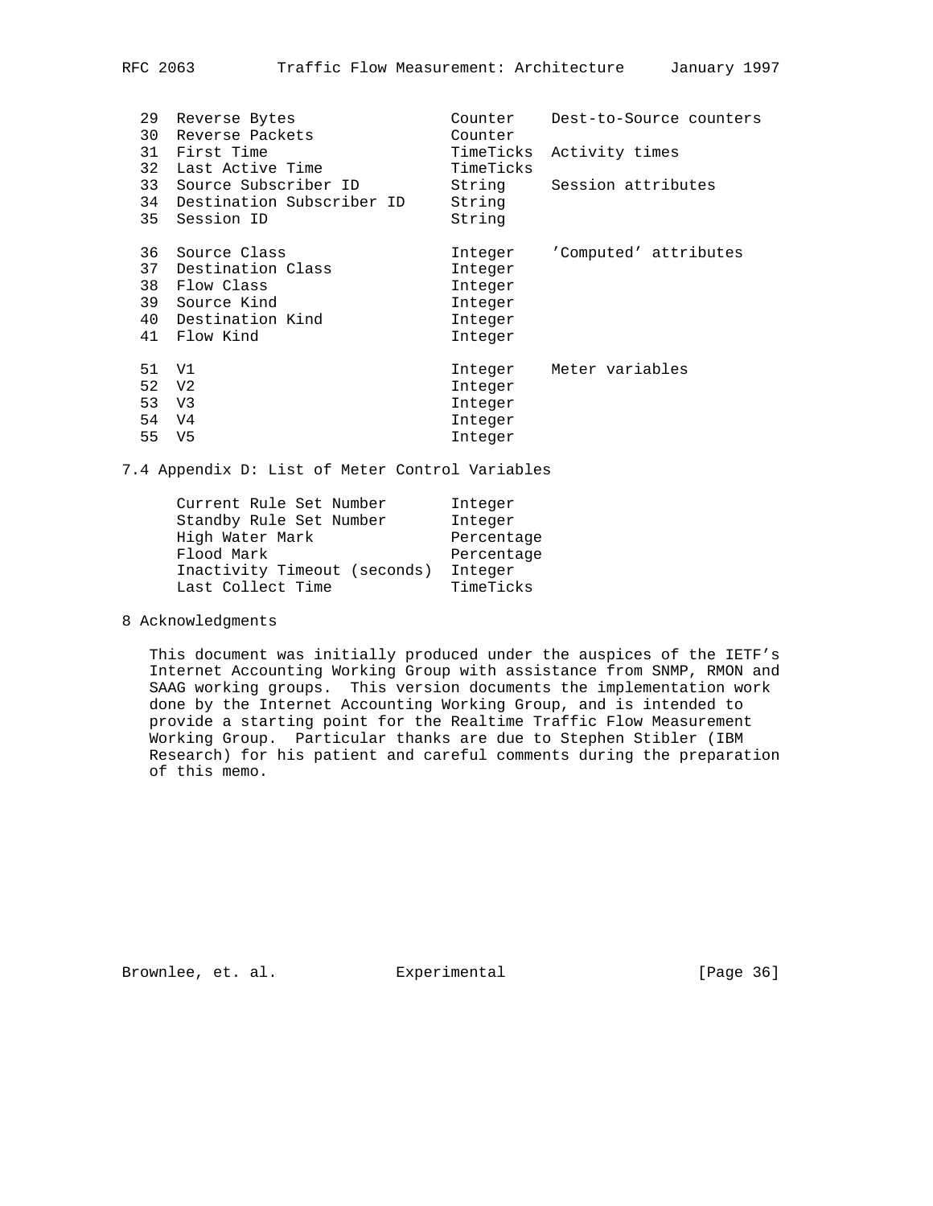| | | | |
|---|---|---|---|
| 29 | Reverse Bytes | Counter | Dest-to-Source counters |
| 30 | Reverse Packets | Counter | |
| 31 | First Time | TimeTicks | Activity times |
| 32 | Last Active Time | TimeTicks | |
| 33 | Source Subscriber ID | String | Session attributes |
| 34 | Destination Subscriber ID | String | |
| 35 | Session ID | String | |
| 36 | Source Class | Integer | 'Computed' attributes |
| 37 | Destination Class | Integer | |
| 38 | Flow Class | Integer | |
| 39 | Source Kind | Integer | |
| 40 | Destination Kind | Integer | |
| 41 | Flow Kind | Integer | |
| 51 | V1 | Integer | Meter variables |
| 52 | V2 | Integer | |
| 53 | V3 | Integer | |
| 54 | V4 | Integer | |
| 55 | V5 | Integer | |

## 7.4 Appendix D: List of Meter Control Variables

| | |
|---|---|
| Current Rule Set Number | Integer |
| Standby Rule Set Number | Integer |
| High Water Mark | Percentage |
| Flood Mark | Percentage |
| Inactivity Timeout (seconds) | Integer |
| Last Collect Time | TimeTicks |

# 8 Acknowledgments

This document was initially produced under the auspices of the IETF's Internet Accounting Working Group with assistance from SNMP, RMON and SAAG working groups. This version documents the implementation work done by the Internet Accounting Working Group, and is intended to provide a starting point for the Realtime Traffic Flow Measurement Working Group. Particular thanks are due to Stephen Stibler (IBM Research) for his patient and careful comments during the preparation of this memo.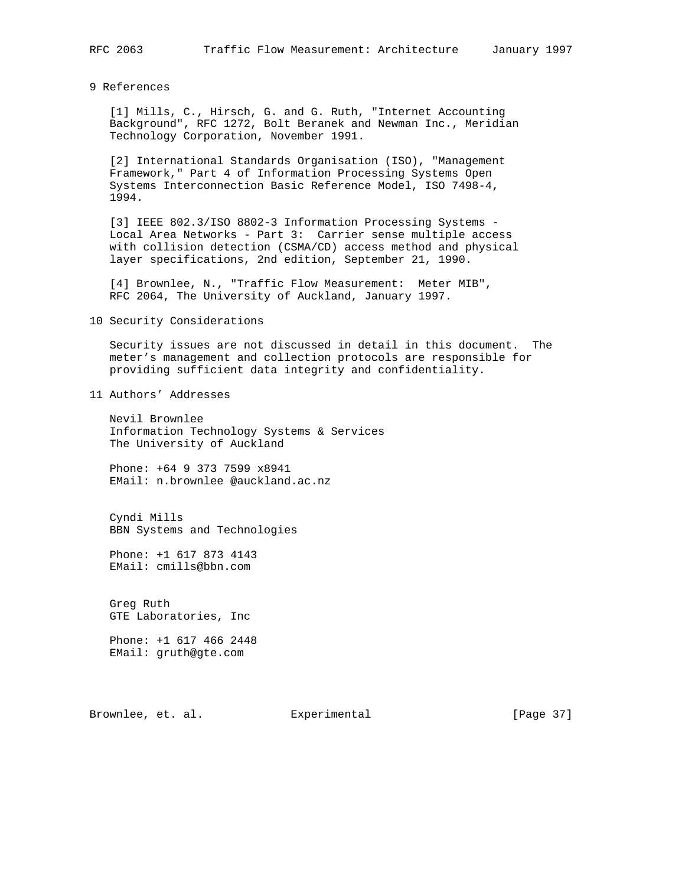## 9 References

[1] Mills, C., Hirsch, G. and G. Ruth, "Internet Accounting Background", RFC 1272, Bolt Beranek and Newman Inc., Meridian Technology Corporation, November 1991.

[2] International Standards Organisation (ISO), "Management Framework," Part 4 of Information Processing Systems Open Systems Interconnection Basic Reference Model, ISO 7498-4, 1994.

[3] IEEE 802.3/ISO 8802-3 Information Processing Systems - Local Area Networks - Part 3: Carrier sense multiple access with collision detection (CSMA/CD) access method and physical layer specifications, 2nd edition, September 21, 1990.

[4] Brownlee, N., "Traffic Flow Measurement: Meter MIB", RFC 2064, The University of Auckland, January 1997.

## 10 Security Considerations

Security issues are not discussed in detail in this document. The meter's management and collection protocols are responsible for providing sufficient data integrity and confidentiality.

## 11 Authors' Addresses

Nevil Brownlee
Information Technology Systems & Services
The University of Auckland

Phone: +64 9 373 7599 x8941
EMail: n.brownlee @auckland.ac.nz

Cyndi Mills
BBN Systems and Technologies

Phone: +1 617 873 4143
EMail: cmills@bbn.com

Greg Ruth
GTE Laboratories, Inc

Phone: +1 617 466 2448
EMail: gruth@gte.com